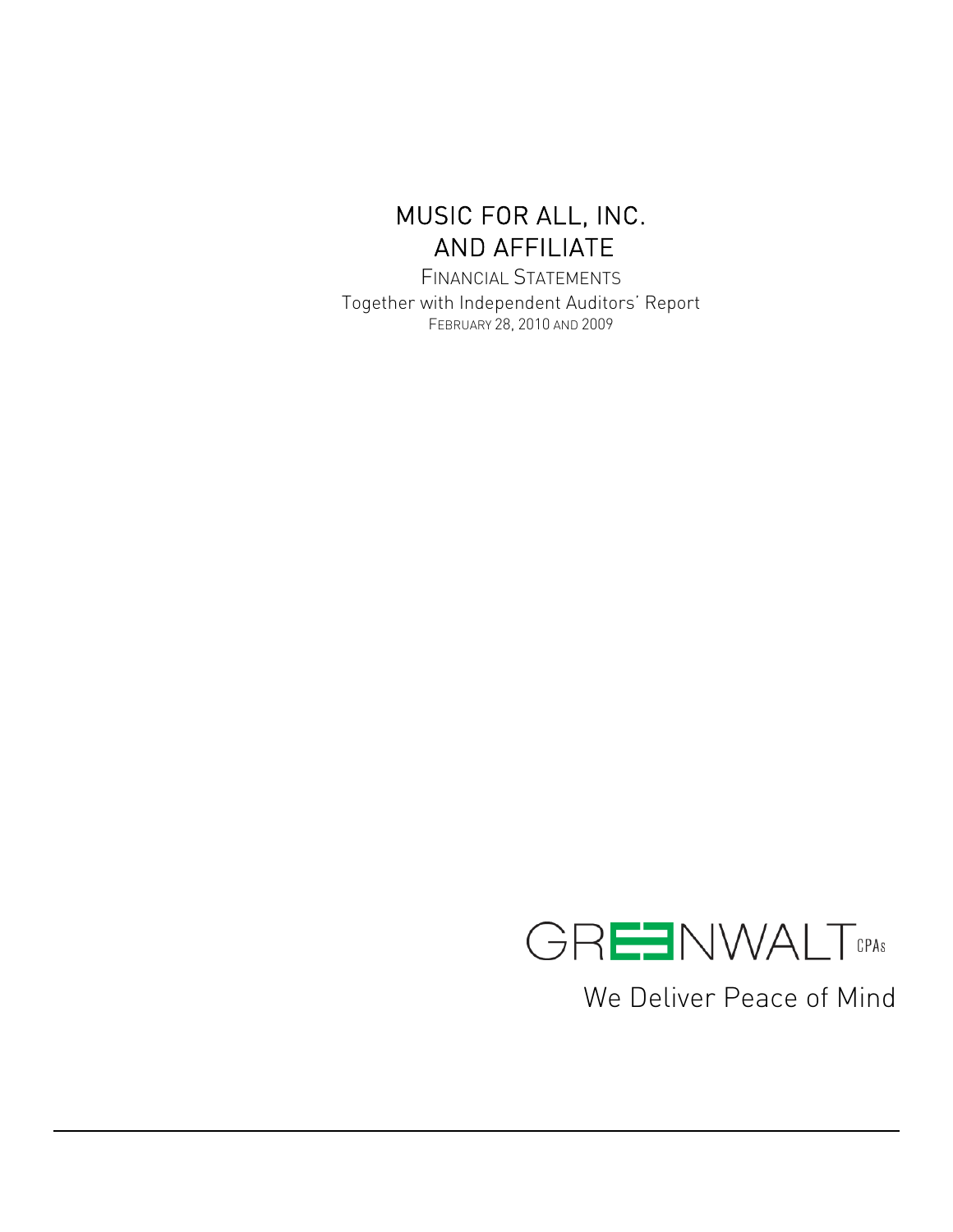# MUSIC FOR ALL, INC.
# AND AFFILIATE

FINANCIAL STATEMENTS

Together with Independent Auditors' Report

FEBRUARY 28, 2010 AND 2009

GREENWALT CPAs

We Deliver Peace of Mind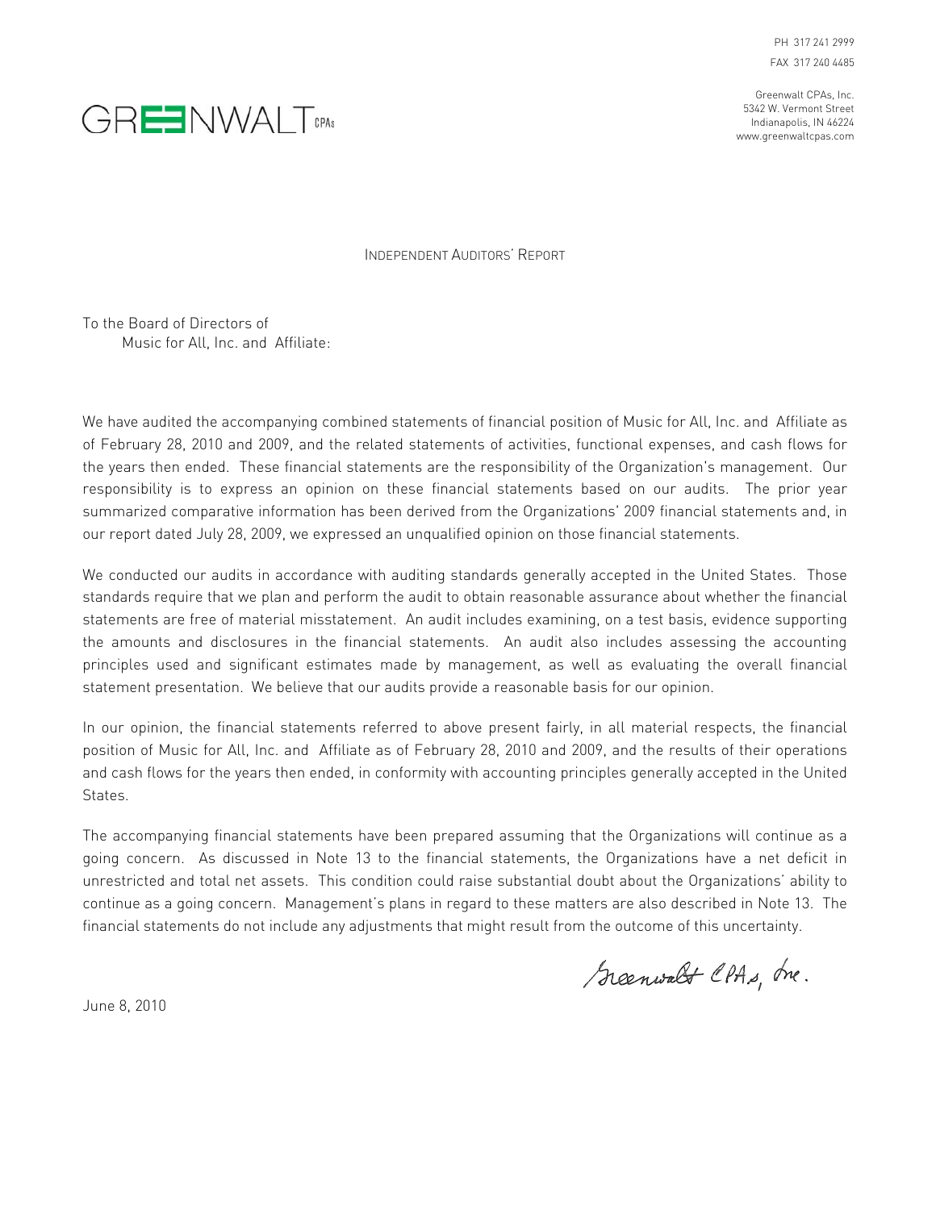PH 317 241 2999
FAX 317 240 4485

Greenwalt CPAs, Inc.
5342 W. Vermont Street
Indianapolis, IN 46224
www.greenwaltcpas.com

GREENWALT CPAs

## INDEPENDENT AUDITORS' REPORT

To the Board of Directors of
Music for All, Inc. and Affiliate:

We have audited the accompanying combined statements of financial position of Music for All, Inc. and Affiliate as of February 28, 2010 and 2009, and the related statements of activities, functional expenses, and cash flows for the years then ended. These financial statements are the responsibility of the Organization's management. Our responsibility is to express an opinion on these financial statements based on our audits. The prior year summarized comparative information has been derived from the Organizations' 2009 financial statements and, in our report dated July 28, 2009, we expressed an unqualified opinion on those financial statements.

We conducted our audits in accordance with auditing standards generally accepted in the United States. Those standards require that we plan and perform the audit to obtain reasonable assurance about whether the financial statements are free of material misstatement. An audit includes examining, on a test basis, evidence supporting the amounts and disclosures in the financial statements. An audit also includes assessing the accounting principles used and significant estimates made by management, as well as evaluating the overall financial statement presentation. We believe that our audits provide a reasonable basis for our opinion.

In our opinion, the financial statements referred to above present fairly, in all material respects, the financial position of Music for All, Inc. and Affiliate as of February 28, 2010 and 2009, and the results of their operations and cash flows for the years then ended, in conformity with accounting principles generally accepted in the United States.

The accompanying financial statements have been prepared assuming that the Organizations will continue as a going concern. As discussed in Note 13 to the financial statements, the Organizations have a net deficit in unrestricted and total net assets. This condition could raise substantial doubt about the Organizations' ability to continue as a going concern. Management's plans in regard to these matters are also described in Note 13. The financial statements do not include any adjustments that might result from the outcome of this uncertainty.

Greenwalt CPAs, Inc.

June 8, 2010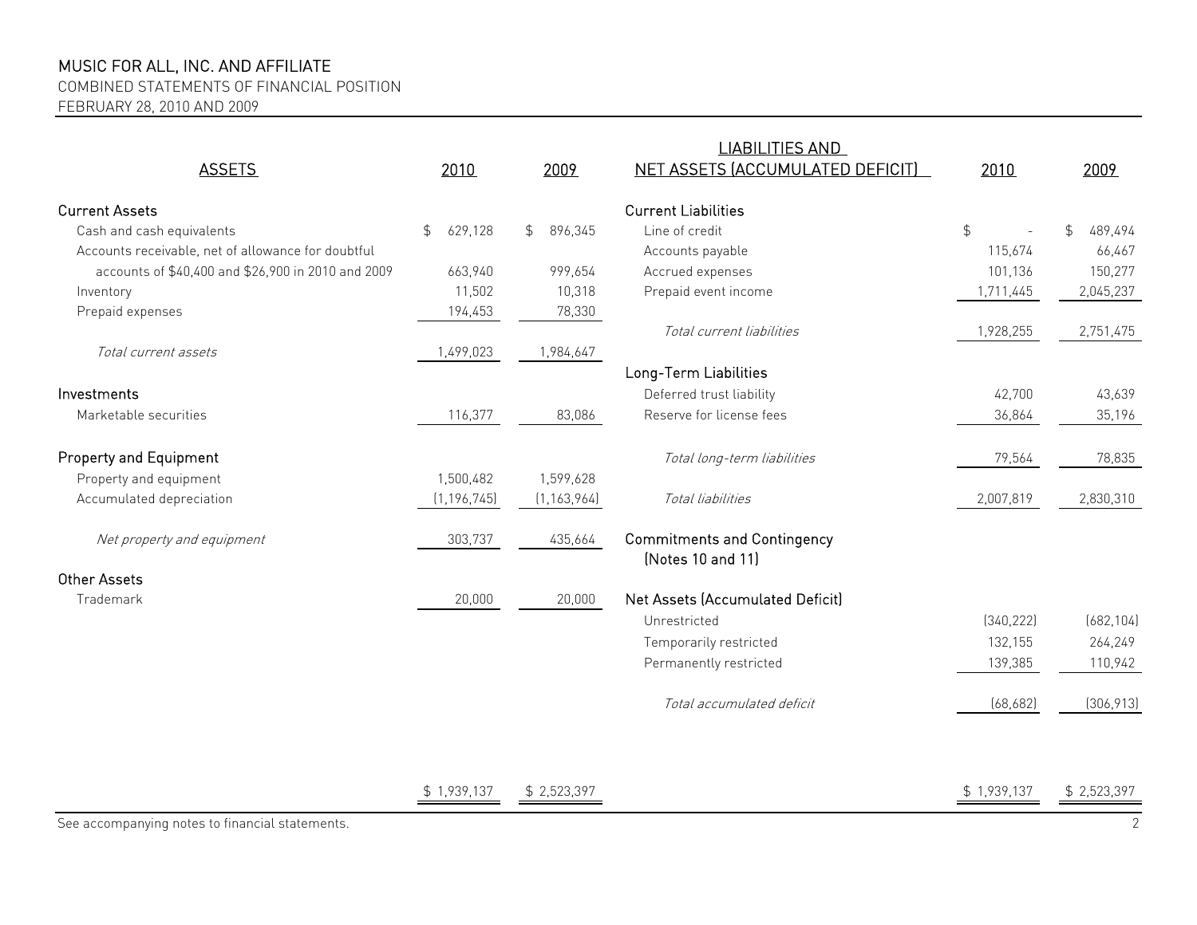# MUSIC FOR ALL, INC. AND AFFILIATE

COMBINED STATEMENTS OF FINANCIAL POSITION

FEBRUARY 28, 2010 AND 2009

| ASSETS | 2010 | 2009 |
|---|---|---|
| **Current Assets** | | |
| Cash and cash equivalents | $ 629,128 | $ 896,345 |
| Accounts receivable, net of allowance for doubtful accounts of $40,400 and $26,900 in 2010 and 2009 | 663,940 | 999,654 |
| Inventory | 11,502 | 10,318 |
| Prepaid expenses | 194,453 | 78,330 |
| *Total current assets* | 1,499,023 | 1,984,647 |
| **Investments** | | |
| Marketable securities | 116,377 | 83,086 |
| **Property and Equipment** | | |
| Property and equipment | 1,500,482 | 1,599,628 |
| Accumulated depreciation | (1,196,745) | (1,163,964) |
| *Net property and equipment* | 303,737 | 435,664 |
| **Other Assets** | | |
| Trademark | 20,000 | 20,000 |
| | $ 1,939,137 | $ 2,523,397 |

| LIABILITIES AND NET ASSETS (ACCUMULATED DEFICIT) | 2010 | 2009 |
|---|---|---|
| **Current Liabilities** | | |
| Line of credit | $ - | $ 489,494 |
| Accounts payable | 115,674 | 66,467 |
| Accrued expenses | 101,136 | 150,277 |
| Prepaid event income | 1,711,445 | 2,045,237 |
| *Total current liabilities* | 1,928,255 | 2,751,475 |
| **Long-Term Liabilities** | | |
| Deferred trust liability | 42,700 | 43,639 |
| Reserve for license fees | 36,864 | 35,196 |
| *Total long-term liabilities* | 79,564 | 78,835 |
| *Total liabilities* | 2,007,819 | 2,830,310 |
| **Commitments and Contingency (Notes 10 and 11)** | | |
| **Net Assets (Accumulated Deficit)** | | |
| Unrestricted | (340,222) | (682,104) |
| Temporarily restricted | 132,155 | 264,249 |
| Permanently restricted | 139,385 | 110,942 |
| *Total accumulated deficit* | (68,682) | (306,913) |
| | $ 1,939,137 | $ 2,523,397 |

See accompanying notes to financial statements.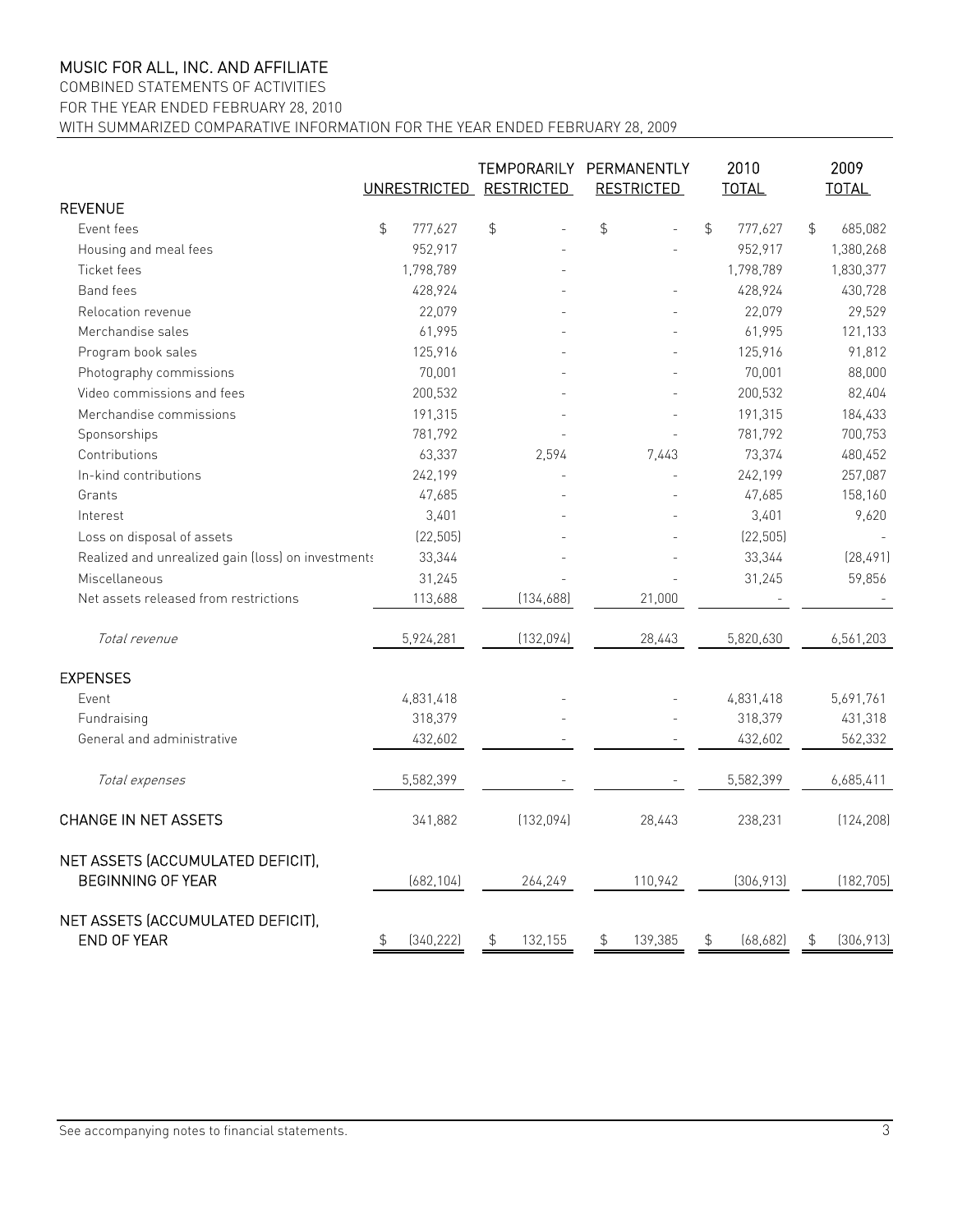# MUSIC FOR ALL, INC. AND AFFILIATE

COMBINED STATEMENTS OF ACTIVITIES

FOR THE YEAR ENDED FEBRUARY 28, 2010

WITH SUMMARIZED COMPARATIVE INFORMATION FOR THE YEAR ENDED FEBRUARY 28, 2009

| | UNRESTRICTED | TEMPORARILY RESTRICTED | PERMANENTLY RESTRICTED | 2010 TOTAL | 2009 TOTAL |
|---|---|---|---|---|---|
| **REVENUE** | | | | | |
| Event fees | $ 777,627 | $ - | $ - | $ 777,627 | $ 685,082 |
| Housing and meal fees | 952,917 | - | - | 952,917 | 1,380,268 |
| Ticket fees | 1,798,789 | - | | 1,798,789 | 1,830,377 |
| Band fees | 428,924 | - | - | 428,924 | 430,728 |
| Relocation revenue | 22,079 | - | - | 22,079 | 29,529 |
| Merchandise sales | 61,995 | - | - | 61,995 | 121,133 |
| Program book sales | 125,916 | - | - | 125,916 | 91,812 |
| Photography commissions | 70,001 | - | - | 70,001 | 88,000 |
| Video commissions and fees | 200,532 | - | - | 200,532 | 82,404 |
| Merchandise commissions | 191,315 | - | - | 191,315 | 184,433 |
| Sponsorships | 781,792 | - | - | 781,792 | 700,753 |
| Contributions | 63,337 | 2,594 | 7,443 | 73,374 | 480,452 |
| In-kind contributions | 242,199 | - | - | 242,199 | 257,087 |
| Grants | 47,685 | - | - | 47,685 | 158,160 |
| Interest | 3,401 | - | - | 3,401 | 9,620 |
| Loss on disposal of assets | (22,505) | - | - | (22,505) | - |
| Realized and unrealized gain (loss) on investments | 33,344 | - | - | 33,344 | (28,491) |
| Miscellaneous | 31,245 | - | - | 31,245 | 59,856 |
| Net assets released from restrictions | 113,688 | (134,688) | 21,000 | - | - |
| *Total revenue* | 5,924,281 | (132,094) | 28,443 | 5,820,630 | 6,561,203 |
| **EXPENSES** | | | | | |
| Event | 4,831,418 | - | - | 4,831,418 | 5,691,761 |
| Fundraising | 318,379 | - | - | 318,379 | 431,318 |
| General and administrative | 432,602 | - | - | 432,602 | 562,332 |
| *Total expenses* | 5,582,399 | - | - | 5,582,399 | 6,685,411 |
| **CHANGE IN NET ASSETS** | 341,882 | (132,094) | 28,443 | 238,231 | (124,208) |
| **NET ASSETS (ACCUMULATED DEFICIT), BEGINNING OF YEAR** | (682,104) | 264,249 | 110,942 | (306,913) | (182,705) |
| **NET ASSETS (ACCUMULATED DEFICIT), END OF YEAR** | $ (340,222) | $ 132,155 | $ 139,385 | $ (68,682) | $ (306,913) |

See accompanying notes to financial statements.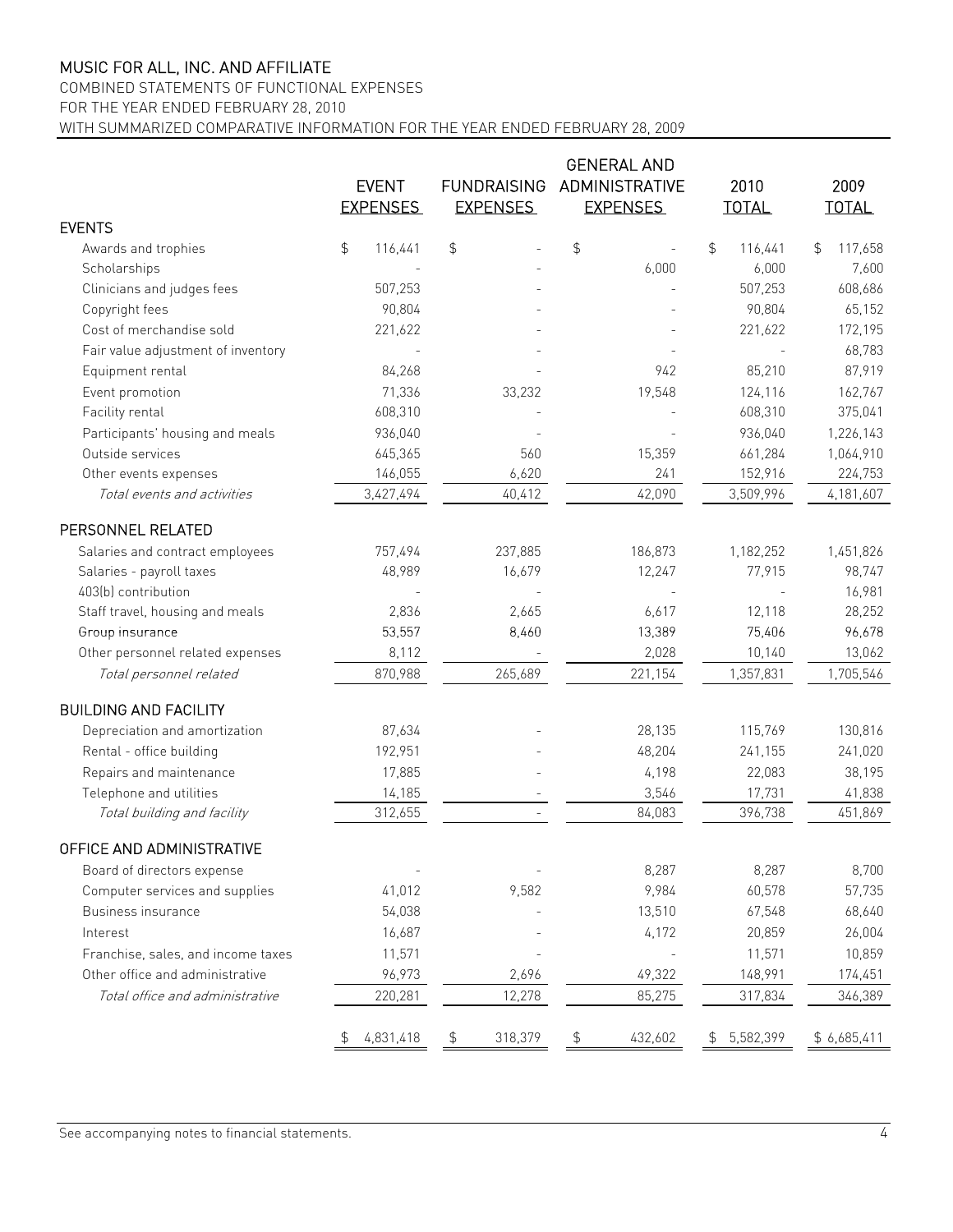# MUSIC FOR ALL, INC. AND AFFILIATE

COMBINED STATEMENTS OF FUNCTIONAL EXPENSES

FOR THE YEAR ENDED FEBRUARY 28, 2010

WITH SUMMARIZED COMPARATIVE INFORMATION FOR THE YEAR ENDED FEBRUARY 28, 2009

| | EVENT EXPENSES | FUNDRAISING EXPENSES | GENERAL AND ADMINISTRATIVE EXPENSES | 2010 TOTAL | 2009 TOTAL |
|---|---|---|---|---|---|
| **EVENTS** | | | | | |
| Awards and trophies | $ 116,441 | $ - | $ - | $ 116,441 | $ 117,658 |
| Scholarships | - | - | 6,000 | 6,000 | 7,600 |
| Clinicians and judges fees | 507,253 | - | - | 507,253 | 608,686 |
| Copyright fees | 90,804 | - | - | 90,804 | 65,152 |
| Cost of merchandise sold | 221,622 | - | - | 221,622 | 172,195 |
| Fair value adjustment of inventory | - | - | - | - | 68,783 |
| Equipment rental | 84,268 | - | 942 | 85,210 | 87,919 |
| Event promotion | 71,336 | 33,232 | 19,548 | 124,116 | 162,767 |
| Facility rental | 608,310 | - | - | 608,310 | 375,041 |
| Participants' housing and meals | 936,040 | - | - | 936,040 | 1,226,143 |
| Outside services | 645,365 | 560 | 15,359 | 661,284 | 1,064,910 |
| Other events expenses | 146,055 | 6,620 | 241 | 152,916 | 224,753 |
| *Total events and activities* | 3,427,494 | 40,412 | 42,090 | 3,509,996 | 4,181,607 |
| **PERSONNEL RELATED** | | | | | |
| Salaries and contract employees | 757,494 | 237,885 | 186,873 | 1,182,252 | 1,451,826 |
| Salaries - payroll taxes | 48,989 | 16,679 | 12,247 | 77,915 | 98,747 |
| 403(b) contribution | - | - | - | - | 16,981 |
| Staff travel, housing and meals | 2,836 | 2,665 | 6,617 | 12,118 | 28,252 |
| Group insurance | 53,557 | 8,460 | 13,389 | 75,406 | 96,678 |
| Other personnel related expenses | 8,112 | - | 2,028 | 10,140 | 13,062 |
| *Total personnel related* | 870,988 | 265,689 | 221,154 | 1,357,831 | 1,705,546 |
| **BUILDING AND FACILITY** | | | | | |
| Depreciation and amortization | 87,634 | - | 28,135 | 115,769 | 130,816 |
| Rental - office building | 192,951 | - | 48,204 | 241,155 | 241,020 |
| Repairs and maintenance | 17,885 | - | 4,198 | 22,083 | 38,195 |
| Telephone and utilities | 14,185 | - | 3,546 | 17,731 | 41,838 |
| *Total building and facility* | 312,655 | - | 84,083 | 396,738 | 451,869 |
| **OFFICE AND ADMINISTRATIVE** | | | | | |
| Board of directors expense | - | - | 8,287 | 8,287 | 8,700 |
| Computer services and supplies | 41,012 | 9,582 | 9,984 | 60,578 | 57,735 |
| Business insurance | 54,038 | - | 13,510 | 67,548 | 68,640 |
| Interest | 16,687 | - | 4,172 | 20,859 | 26,004 |
| Franchise, sales, and income taxes | 11,571 | - | - | 11,571 | 10,859 |
| Other office and administrative | 96,973 | 2,696 | 49,322 | 148,991 | 174,451 |
| *Total office and administrative* | 220,281 | 12,278 | 85,275 | 317,834 | 346,389 |
| | $ 4,831,418 | $ 318,379 | $ 432,602 | $ 5,582,399 | $ 6,685,411 |

See accompanying notes to financial statements.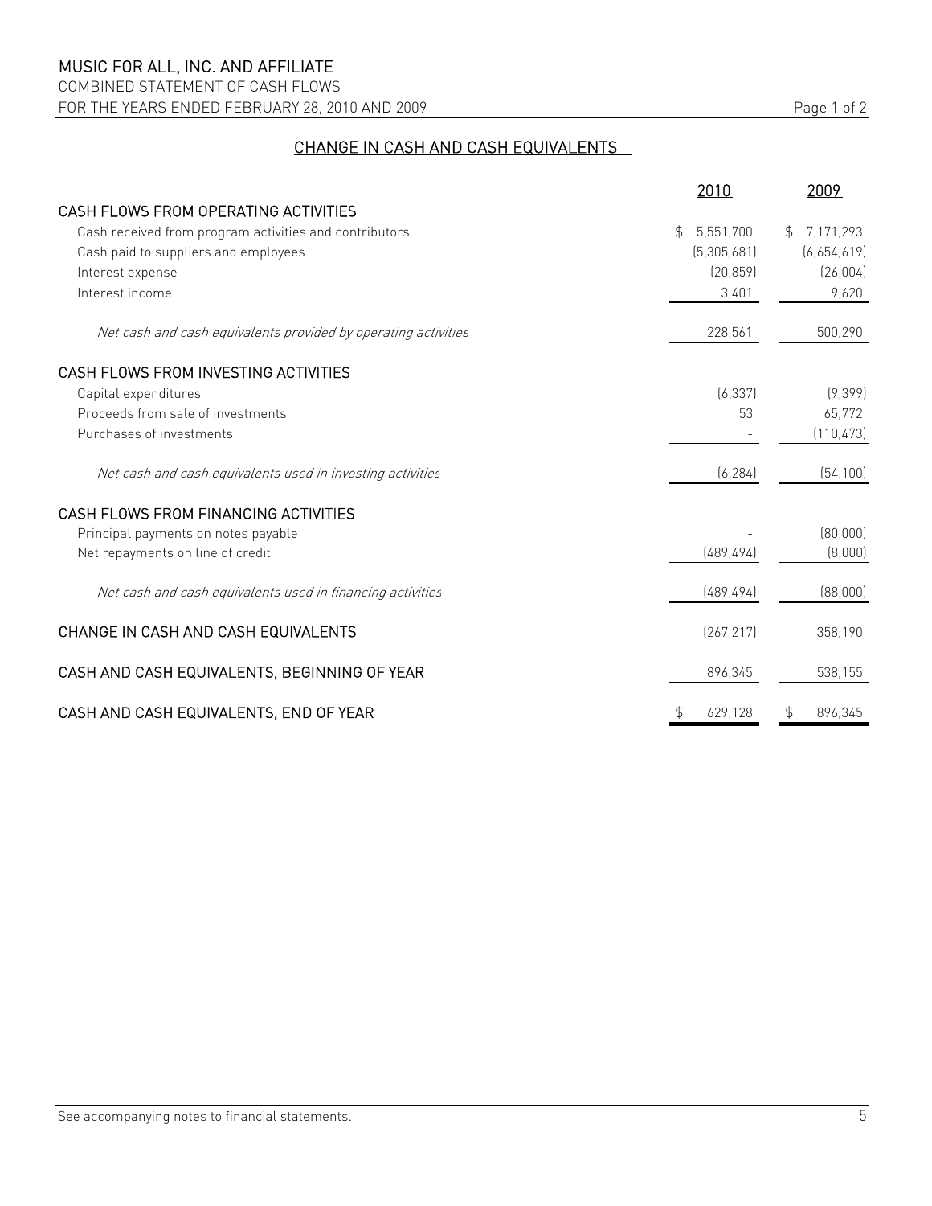# MUSIC FOR ALL, INC. AND AFFILIATE

COMBINED STATEMENT OF CASH FLOWS

FOR THE YEARS ENDED FEBRUARY 28, 2010 AND 2009

## CHANGE IN CASH AND CASH EQUIVALENTS

| | 2010 | 2009 |
|---|---|---|
| **CASH FLOWS FROM OPERATING ACTIVITIES** | | |
| Cash received from program activities and contributors | $ 5,551,700 | $ 7,171,293 |
| Cash paid to suppliers and employees | (5,305,681) | (6,654,619) |
| Interest expense | (20,859) | (26,004) |
| Interest income | 3,401 | 9,620 |
| *Net cash and cash equivalents provided by operating activities* | 228,561 | 500,290 |
| **CASH FLOWS FROM INVESTING ACTIVITIES** | | |
| Capital expenditures | (6,337) | (9,399) |
| Proceeds from sale of investments | 53 | 65,772 |
| Purchases of investments | - | (110,473) |
| *Net cash and cash equivalents used in investing activities* | (6,284) | (54,100) |
| **CASH FLOWS FROM FINANCING ACTIVITIES** | | |
| Principal payments on notes payable | - | (80,000) |
| Net repayments on line of credit | (489,494) | (8,000) |
| *Net cash and cash equivalents used in financing activities* | (489,494) | (88,000) |
| **CHANGE IN CASH AND CASH EQUIVALENTS** | (267,217) | 358,190 |
| **CASH AND CASH EQUIVALENTS, BEGINNING OF YEAR** | 896,345 | 538,155 |
| **CASH AND CASH EQUIVALENTS, END OF YEAR** | $ 629,128 | $ 896,345 |

See accompanying notes to financial statements.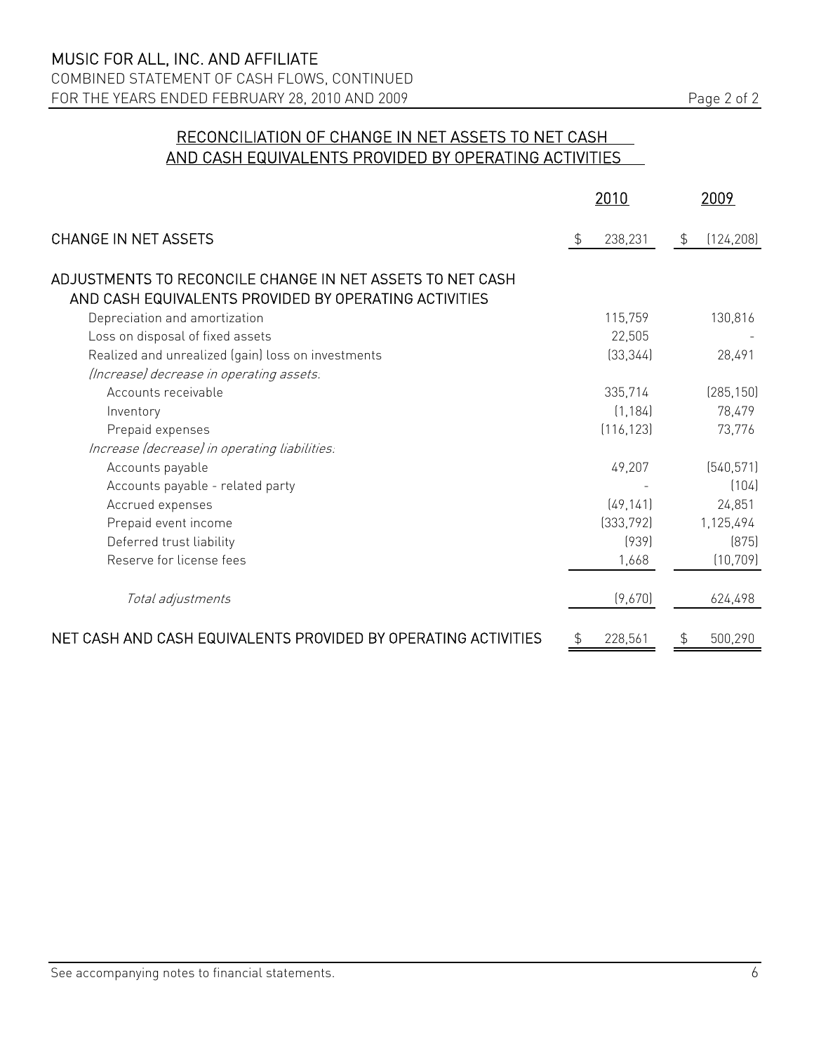# MUSIC FOR ALL, INC. AND AFFILIATE

COMBINED STATEMENT OF CASH FLOWS, CONTINUED
FOR THE YEARS ENDED FEBRUARY 28, 2010 AND 2009

## RECONCILIATION OF CHANGE IN NET ASSETS TO NET CASH AND CASH EQUIVALENTS PROVIDED BY OPERATING ACTIVITIES

| | 2010 | 2009 |
|---|---|---|
| CHANGE IN NET ASSETS | $ 238,231 | $ (124,208) |
| ADJUSTMENTS TO RECONCILE CHANGE IN NET ASSETS TO NET CASH AND CASH EQUIVALENTS PROVIDED BY OPERATING ACTIVITIES | | |
| Depreciation and amortization | 115,759 | 130,816 |
| Loss on disposal of fixed assets | 22,505 | - |
| Realized and unrealized (gain) loss on investments | (33,344) | 28,491 |
| *(Increase) decrease in operating assets:* | | |
| Accounts receivable | 335,714 | (285,150) |
| Inventory | (1,184) | 78,479 |
| Prepaid expenses | (116,123) | 73,776 |
| *Increase (decrease) in operating liabilities:* | | |
| Accounts payable | 49,207 | (540,571) |
| Accounts payable - related party | - | (104) |
| Accrued expenses | (49,141) | 24,851 |
| Prepaid event income | (333,792) | 1,125,494 |
| Deferred trust liability | (939) | (875) |
| Reserve for license fees | 1,668 | (10,709) |
| *Total adjustments* | (9,670) | 624,498 |
| NET CASH AND CASH EQUIVALENTS PROVIDED BY OPERATING ACTIVITIES | $ 228,561 | $ 500,290 |

See accompanying notes to financial statements.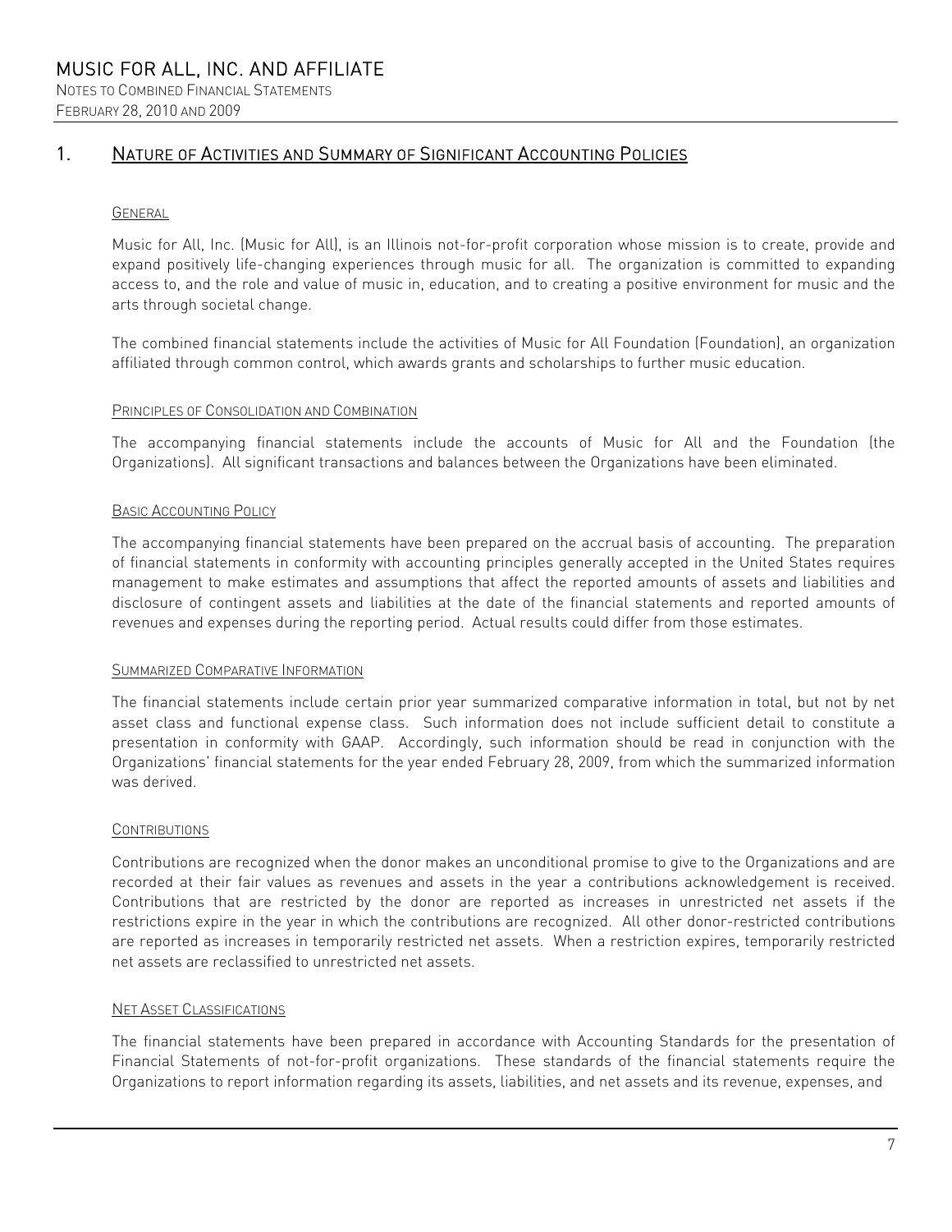## 1. Nature of Activities and Summary of Significant Accounting Policies

### General

Music for All, Inc. (Music for All), is an Illinois not-for-profit corporation whose mission is to create, provide and expand positively life-changing experiences through music for all. The organization is committed to expanding access to, and the role and value of music in, education, and to creating a positive environment for music and the arts through societal change.

The combined financial statements include the activities of Music for All Foundation (Foundation), an organization affiliated through common control, which awards grants and scholarships to further music education.

### Principles of Consolidation and Combination

The accompanying financial statements include the accounts of Music for All and the Foundation (the Organizations). All significant transactions and balances between the Organizations have been eliminated.

### Basic Accounting Policy

The accompanying financial statements have been prepared on the accrual basis of accounting. The preparation of financial statements in conformity with accounting principles generally accepted in the United States requires management to make estimates and assumptions that affect the reported amounts of assets and liabilities and disclosure of contingent assets and liabilities at the date of the financial statements and reported amounts of revenues and expenses during the reporting period. Actual results could differ from those estimates.

### Summarized Comparative Information

The financial statements include certain prior year summarized comparative information in total, but not by net asset class and functional expense class. Such information does not include sufficient detail to constitute a presentation in conformity with GAAP. Accordingly, such information should be read in conjunction with the Organizations' financial statements for the year ended February 28, 2009, from which the summarized information was derived.

### Contributions

Contributions are recognized when the donor makes an unconditional promise to give to the Organizations and are recorded at their fair values as revenues and assets in the year a contributions acknowledgement is received. Contributions that are restricted by the donor are reported as increases in unrestricted net assets if the restrictions expire in the year in which the contributions are recognized. All other donor-restricted contributions are reported as increases in temporarily restricted net assets. When a restriction expires, temporarily restricted net assets are reclassified to unrestricted net assets.

### Net Asset Classifications

The financial statements have been prepared in accordance with Accounting Standards for the presentation of Financial Statements of not-for-profit organizations. These standards of the financial statements require the Organizations to report information regarding its assets, liabilities, and net assets and its revenue, expenses, and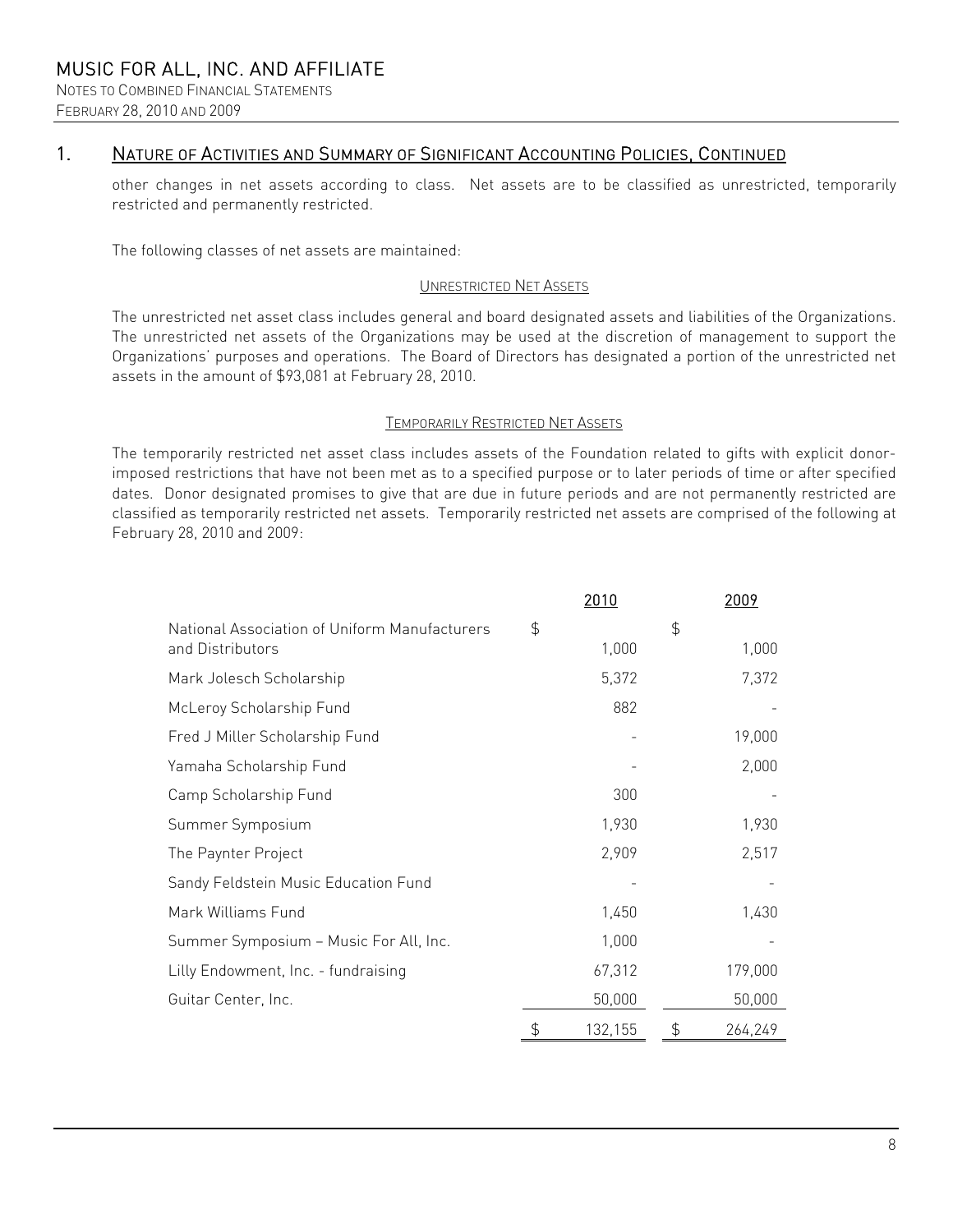## 1. Nature of Activities and Summary of Significant Accounting Policies, Continued

other changes in net assets according to class. Net assets are to be classified as unrestricted, temporarily restricted and permanently restricted.

The following classes of net assets are maintained:

### Unrestricted Net Assets

The unrestricted net asset class includes general and board designated assets and liabilities of the Organizations. The unrestricted net assets of the Organizations may be used at the discretion of management to support the Organizations' purposes and operations. The Board of Directors has designated a portion of the unrestricted net assets in the amount of $93,081 at February 28, 2010.

### Temporarily Restricted Net Assets

The temporarily restricted net asset class includes assets of the Foundation related to gifts with explicit donor-imposed restrictions that have not been met as to a specified purpose or to later periods of time or after specified dates. Donor designated promises to give that are due in future periods and are not permanently restricted are classified as temporarily restricted net assets. Temporarily restricted net assets are comprised of the following at February 28, 2010 and 2009:

| | 2010 | 2009 |
|---|---|---|
| National Association of Uniform Manufacturers and Distributors | $ 1,000 | $ 1,000 |
| Mark Jolesch Scholarship | 5,372 | 7,372 |
| McLeroy Scholarship Fund | 882 | - |
| Fred J Miller Scholarship Fund | - | 19,000 |
| Yamaha Scholarship Fund | - | 2,000 |
| Camp Scholarship Fund | 300 | - |
| Summer Symposium | 1,930 | 1,930 |
| The Paynter Project | 2,909 | 2,517 |
| Sandy Feldstein Music Education Fund | - | - |
| Mark Williams Fund | 1,450 | 1,430 |
| Summer Symposium – Music For All, Inc. | 1,000 | - |
| Lilly Endowment, Inc. - fundraising | 67,312 | 179,000 |
| Guitar Center, Inc. | 50,000 | 50,000 |
| | $ 132,155 | $ 264,249 |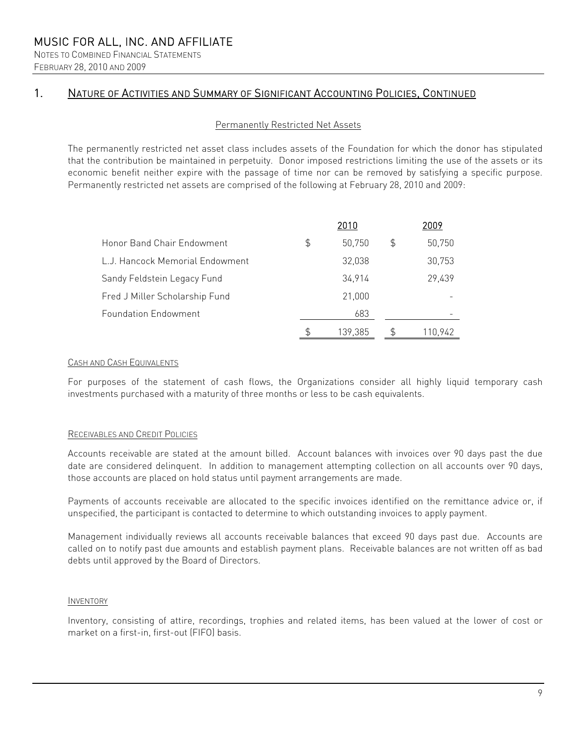## 1. Nature of Activities and Summary of Significant Accounting Policies, Continued

### Permanently Restricted Net Assets

The permanently restricted net asset class includes assets of the Foundation for which the donor has stipulated that the contribution be maintained in perpetuity. Donor imposed restrictions limiting the use of the assets or its economic benefit neither expire with the passage of time nor can be removed by satisfying a specific purpose. Permanently restricted net assets are comprised of the following at February 28, 2010 and 2009:

| | 2010 | 2009 |
|---|---|---|
| Honor Band Chair Endowment | $ 50,750 | $ 50,750 |
| L.J. Hancock Memorial Endowment | 32,038 | 30,753 |
| Sandy Feldstein Legacy Fund | 34,914 | 29,439 |
| Fred J Miller Scholarship Fund | 21,000 | - |
| Foundation Endowment | 683 | - |
| | $ 139,385 | $ 110,942 |

### Cash and Cash Equivalents

For purposes of the statement of cash flows, the Organizations consider all highly liquid temporary cash investments purchased with a maturity of three months or less to be cash equivalents.

### Receivables and Credit Policies

Accounts receivable are stated at the amount billed. Account balances with invoices over 90 days past the due date are considered delinquent. In addition to management attempting collection on all accounts over 90 days, those accounts are placed on hold status until payment arrangements are made.

Payments of accounts receivable are allocated to the specific invoices identified on the remittance advice or, if unspecified, the participant is contacted to determine to which outstanding invoices to apply payment.

Management individually reviews all accounts receivable balances that exceed 90 days past due. Accounts are called on to notify past due amounts and establish payment plans. Receivable balances are not written off as bad debts until approved by the Board of Directors.

### Inventory

Inventory, consisting of attire, recordings, trophies and related items, has been valued at the lower of cost or market on a first-in, first-out (FIFO) basis.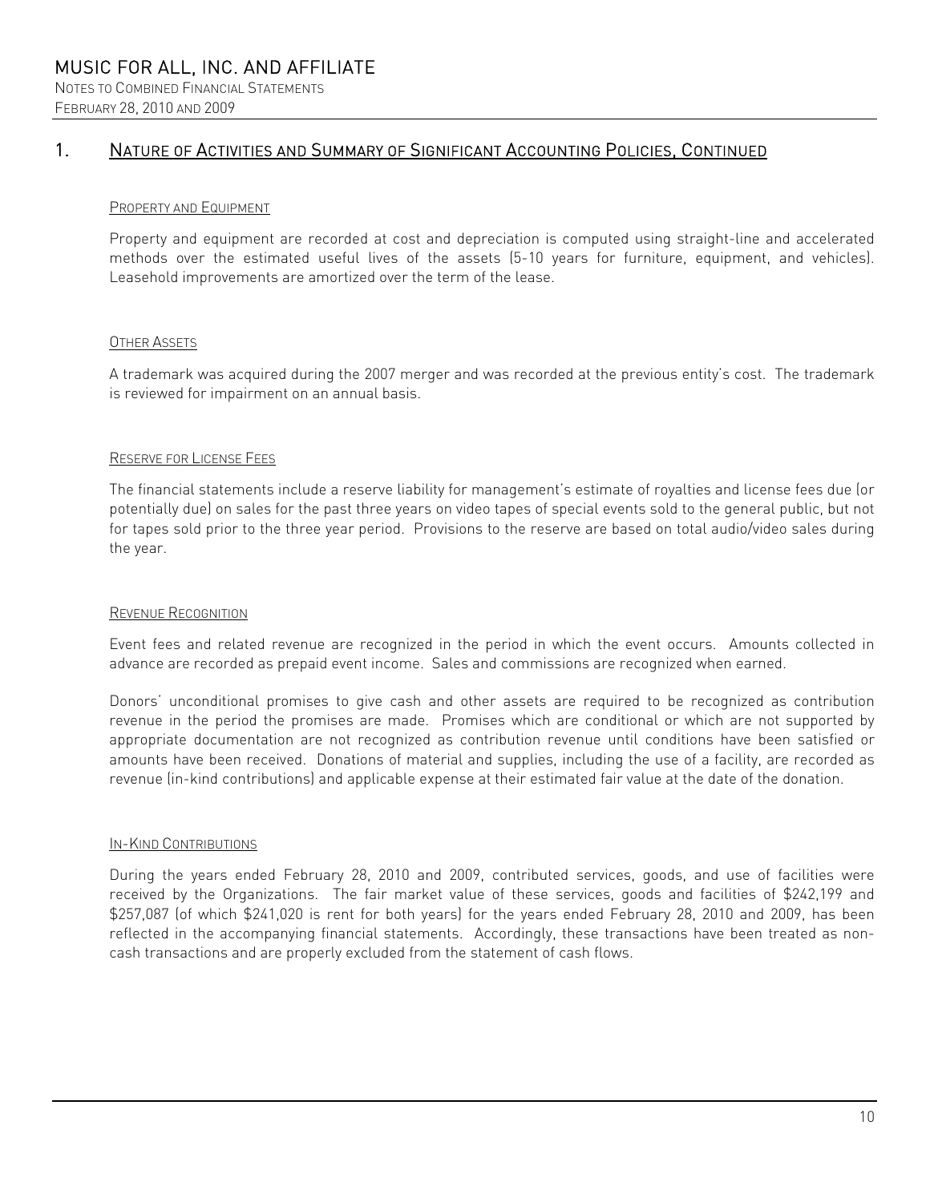## 1. Nature of Activities and Summary of Significant Accounting Policies, Continued

### Property and Equipment

Property and equipment are recorded at cost and depreciation is computed using straight-line and accelerated methods over the estimated useful lives of the assets (5-10 years for furniture, equipment, and vehicles). Leasehold improvements are amortized over the term of the lease.

### Other Assets

A trademark was acquired during the 2007 merger and was recorded at the previous entity's cost. The trademark is reviewed for impairment on an annual basis.

### Reserve for License Fees

The financial statements include a reserve liability for management's estimate of royalties and license fees due (or potentially due) on sales for the past three years on video tapes of special events sold to the general public, but not for tapes sold prior to the three year period. Provisions to the reserve are based on total audio/video sales during the year.

### Revenue Recognition

Event fees and related revenue are recognized in the period in which the event occurs. Amounts collected in advance are recorded as prepaid event income. Sales and commissions are recognized when earned.

Donors' unconditional promises to give cash and other assets are required to be recognized as contribution revenue in the period the promises are made. Promises which are conditional or which are not supported by appropriate documentation are not recognized as contribution revenue until conditions have been satisfied or amounts have been received. Donations of material and supplies, including the use of a facility, are recorded as revenue (in-kind contributions) and applicable expense at their estimated fair value at the date of the donation.

### In-Kind Contributions

During the years ended February 28, 2010 and 2009, contributed services, goods, and use of facilities were received by the Organizations. The fair market value of these services, goods and facilities of $242,199 and $257,087 (of which $241,020 is rent for both years) for the years ended February 28, 2010 and 2009, has been reflected in the accompanying financial statements. Accordingly, these transactions have been treated as non-cash transactions and are properly excluded from the statement of cash flows.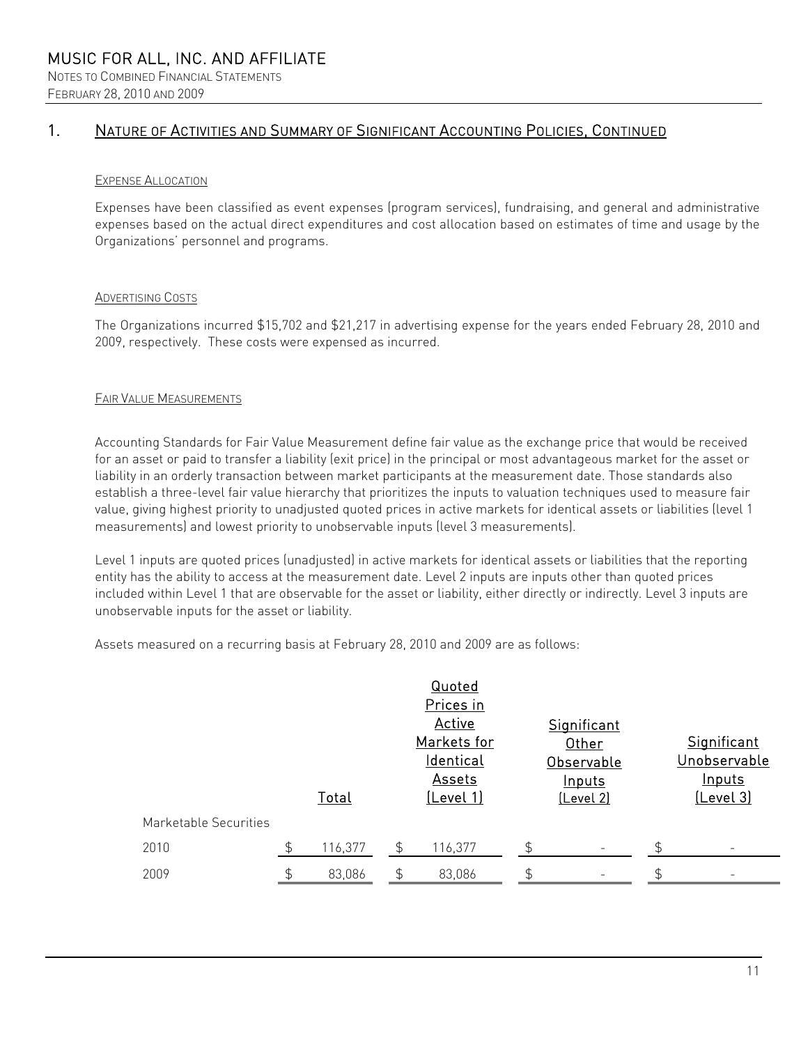## 1. Nature of Activities and Summary of Significant Accounting Policies, Continued

### Expense Allocation

Expenses have been classified as event expenses (program services), fundraising, and general and administrative expenses based on the actual direct expenditures and cost allocation based on estimates of time and usage by the Organizations' personnel and programs.

### Advertising Costs

The Organizations incurred $15,702 and $21,217 in advertising expense for the years ended February 28, 2010 and 2009, respectively. These costs were expensed as incurred.

### Fair Value Measurements

Accounting Standards for Fair Value Measurement define fair value as the exchange price that would be received for an asset or paid to transfer a liability (exit price) in the principal or most advantageous market for the asset or liability in an orderly transaction between market participants at the measurement date. Those standards also establish a three-level fair value hierarchy that prioritizes the inputs to valuation techniques used to measure fair value, giving highest priority to unadjusted quoted prices in active markets for identical assets or liabilities (level 1 measurements) and lowest priority to unobservable inputs (level 3 measurements).

Level 1 inputs are quoted prices (unadjusted) in active markets for identical assets or liabilities that the reporting entity has the ability to access at the measurement date. Level 2 inputs are inputs other than quoted prices included within Level 1 that are observable for the asset or liability, either directly or indirectly. Level 3 inputs are unobservable inputs for the asset or liability.

Assets measured on a recurring basis at February 28, 2010 and 2009 are as follows:

| | Total | Quoted Prices in Active Markets for Identical Assets (Level 1) | Significant Other Observable Inputs (Level 2) | Significant Unobservable Inputs (Level 3) |
|---|---|---|---|---|
| Marketable Securities | | | | |
| 2010 | $ 116,377 | $ 116,377 | $ - | $ - |
| 2009 | $ 83,086 | $ 83,086 | $ - | $ - |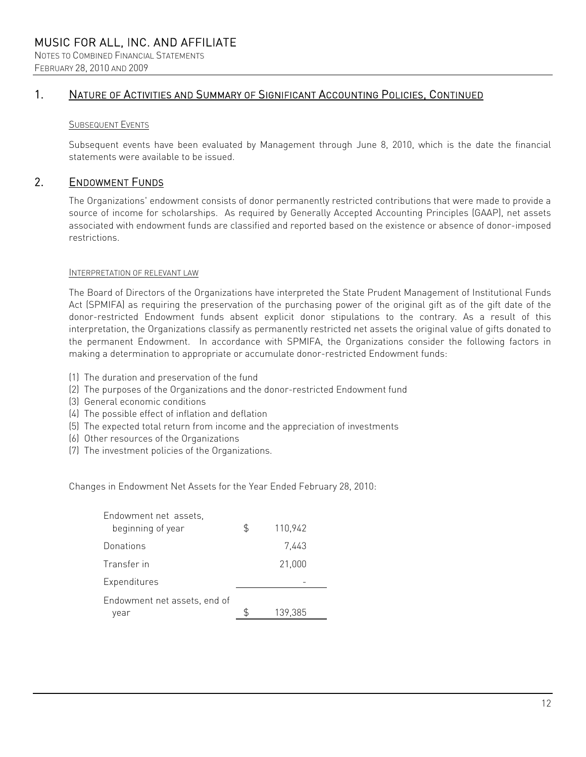## 1. Nature of Activities and Summary of Significant Accounting Policies, Continued

### Subsequent Events

Subsequent events have been evaluated by Management through June 8, 2010, which is the date the financial statements were available to be issued.

## 2. Endowment Funds

The Organizations' endowment consists of donor permanently restricted contributions that were made to provide a source of income for scholarships. As required by Generally Accepted Accounting Principles (GAAP), net assets associated with endowment funds are classified and reported based on the existence or absence of donor-imposed restrictions.

### Interpretation of relevant law

The Board of Directors of the Organizations have interpreted the State Prudent Management of Institutional Funds Act (SPMIFA) as requiring the preservation of the purchasing power of the original gift as of the gift date of the donor-restricted Endowment funds absent explicit donor stipulations to the contrary. As a result of this interpretation, the Organizations classify as permanently restricted net assets the original value of gifts donated to the permanent Endowment. In accordance with SPMIFA, the Organizations consider the following factors in making a determination to appropriate or accumulate donor-restricted Endowment funds:

(1) The duration and preservation of the fund
(2) The purposes of the Organizations and the donor-restricted Endowment fund
(3) General economic conditions
(4) The possible effect of inflation and deflation
(5) The expected total return from income and the appreciation of investments
(6) Other resources of the Organizations
(7) The investment policies of the Organizations.

Changes in Endowment Net Assets for the Year Ended February 28, 2010:

| | |
|---|---|
| Endowment net assets, beginning of year | $ 110,942 |
| Donations | 7,443 |
| Transfer in | 21,000 |
| Expenditures | - |
| Endowment net assets, end of year | $ 139,385 |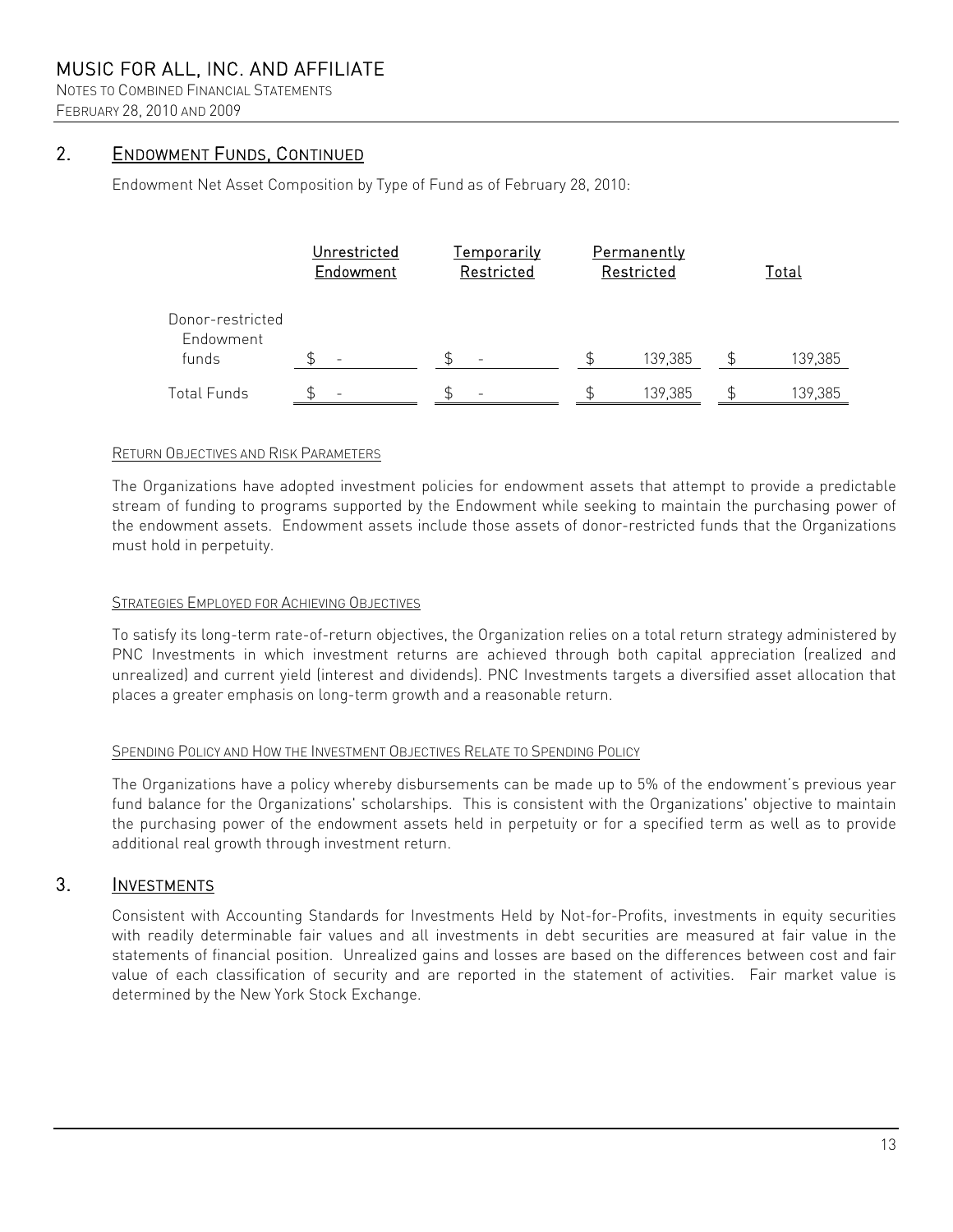## 2. ENDOWMENT FUNDS, CONTINUED

Endowment Net Asset Composition by Type of Fund as of February 28, 2010:

| | Unrestricted Endowment | Temporarily Restricted | Permanently Restricted | Total |
|---|---|---|---|---|
| Donor-restricted Endowment funds | $ - | $ - | $ 139,385 | $ 139,385 |
| Total Funds | $ - | $ - | $ 139,385 | $ 139,385 |

RETURN OBJECTIVES AND RISK PARAMETERS

The Organizations have adopted investment policies for endowment assets that attempt to provide a predictable stream of funding to programs supported by the Endowment while seeking to maintain the purchasing power of the endowment assets. Endowment assets include those assets of donor-restricted funds that the Organizations must hold in perpetuity.

STRATEGIES EMPLOYED FOR ACHIEVING OBJECTIVES

To satisfy its long-term rate-of-return objectives, the Organization relies on a total return strategy administered by PNC Investments in which investment returns are achieved through both capital appreciation (realized and unrealized) and current yield (interest and dividends). PNC Investments targets a diversified asset allocation that places a greater emphasis on long-term growth and a reasonable return.

SPENDING POLICY AND HOW THE INVESTMENT OBJECTIVES RELATE TO SPENDING POLICY

The Organizations have a policy whereby disbursements can be made up to 5% of the endowment's previous year fund balance for the Organizations' scholarships. This is consistent with the Organizations' objective to maintain the purchasing power of the endowment assets held in perpetuity or for a specified term as well as to provide additional real growth through investment return.

## 3. INVESTMENTS

Consistent with Accounting Standards for Investments Held by Not-for-Profits, investments in equity securities with readily determinable fair values and all investments in debt securities are measured at fair value in the statements of financial position. Unrealized gains and losses are based on the differences between cost and fair value of each classification of security and are reported in the statement of activities. Fair market value is determined by the New York Stock Exchange.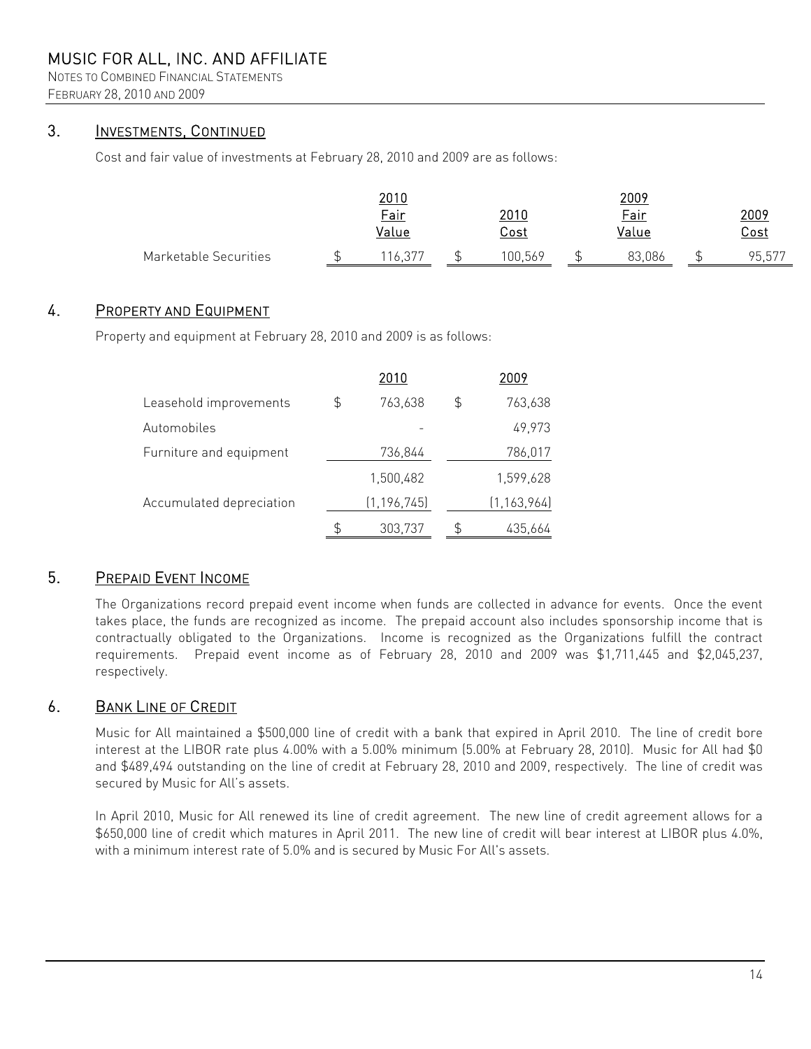## 3. INVESTMENTS, CONTINUED

Cost and fair value of investments at February 28, 2010 and 2009 are as follows:

| | 2010 Fair Value | 2010 Cost | 2009 Fair Value | 2009 Cost |
|---|---|---|---|---|
| Marketable Securities | $ 116,377 | $ 100,569 | $ 83,086 | $ 95,577 |

## 4. PROPERTY AND EQUIPMENT

Property and equipment at February 28, 2010 and 2009 is as follows:

| | 2010 | 2009 |
|---|---|---|
| Leasehold improvements | $ 763,638 | $ 763,638 |
| Automobiles | - | 49,973 |
| Furniture and equipment | 736,844 | 786,017 |
| | 1,500,482 | 1,599,628 |
| Accumulated depreciation | (1,196,745) | (1,163,964) |
| | $ 303,737 | $ 435,664 |

## 5. PREPAID EVENT INCOME

The Organizations record prepaid event income when funds are collected in advance for events. Once the event takes place, the funds are recognized as income. The prepaid account also includes sponsorship income that is contractually obligated to the Organizations. Income is recognized as the Organizations fulfill the contract requirements. Prepaid event income as of February 28, 2010 and 2009 was $1,711,445 and $2,045,237, respectively.

## 6. BANK LINE OF CREDIT

Music for All maintained a $500,000 line of credit with a bank that expired in April 2010. The line of credit bore interest at the LIBOR rate plus 4.00% with a 5.00% minimum (5.00% at February 28, 2010). Music for All had $0 and $489,494 outstanding on the line of credit at February 28, 2010 and 2009, respectively. The line of credit was secured by Music for All's assets.

In April 2010, Music for All renewed its line of credit agreement. The new line of credit agreement allows for a $650,000 line of credit which matures in April 2011. The new line of credit will bear interest at LIBOR plus 4.0%, with a minimum interest rate of 5.0% and is secured by Music For All's assets.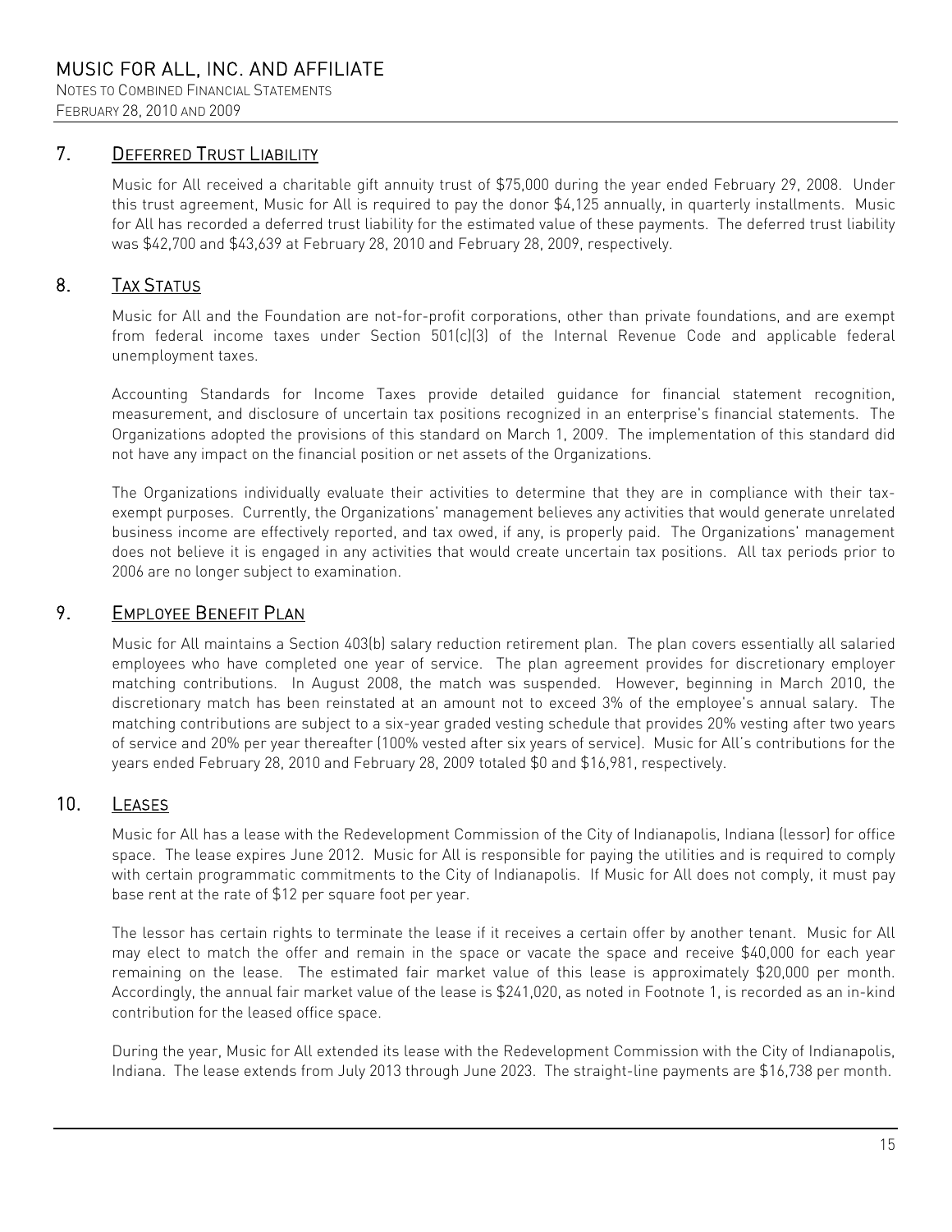## 7. Deferred Trust Liability

Music for All received a charitable gift annuity trust of $75,000 during the year ended February 29, 2008. Under this trust agreement, Music for All is required to pay the donor $4,125 annually, in quarterly installments. Music for All has recorded a deferred trust liability for the estimated value of these payments. The deferred trust liability was $42,700 and $43,639 at February 28, 2010 and February 28, 2009, respectively.

## 8. Tax Status

Music for All and the Foundation are not-for-profit corporations, other than private foundations, and are exempt from federal income taxes under Section 501(c)(3) of the Internal Revenue Code and applicable federal unemployment taxes.

Accounting Standards for Income Taxes provide detailed guidance for financial statement recognition, measurement, and disclosure of uncertain tax positions recognized in an enterprise's financial statements. The Organizations adopted the provisions of this standard on March 1, 2009. The implementation of this standard did not have any impact on the financial position or net assets of the Organizations.

The Organizations individually evaluate their activities to determine that they are in compliance with their tax-exempt purposes. Currently, the Organizations' management believes any activities that would generate unrelated business income are effectively reported, and tax owed, if any, is properly paid. The Organizations' management does not believe it is engaged in any activities that would create uncertain tax positions. All tax periods prior to 2006 are no longer subject to examination.

## 9. Employee Benefit Plan

Music for All maintains a Section 403(b) salary reduction retirement plan. The plan covers essentially all salaried employees who have completed one year of service. The plan agreement provides for discretionary employer matching contributions. In August 2008, the match was suspended. However, beginning in March 2010, the discretionary match has been reinstated at an amount not to exceed 3% of the employee's annual salary. The matching contributions are subject to a six-year graded vesting schedule that provides 20% vesting after two years of service and 20% per year thereafter (100% vested after six years of service). Music for All's contributions for the years ended February 28, 2010 and February 28, 2009 totaled $0 and $16,981, respectively.

## 10. Leases

Music for All has a lease with the Redevelopment Commission of the City of Indianapolis, Indiana (lessor) for office space. The lease expires June 2012. Music for All is responsible for paying the utilities and is required to comply with certain programmatic commitments to the City of Indianapolis. If Music for All does not comply, it must pay base rent at the rate of $12 per square foot per year.

The lessor has certain rights to terminate the lease if it receives a certain offer by another tenant. Music for All may elect to match the offer and remain in the space or vacate the space and receive $40,000 for each year remaining on the lease. The estimated fair market value of this lease is approximately $20,000 per month. Accordingly, the annual fair market value of the lease is $241,020, as noted in Footnote 1, is recorded as an in-kind contribution for the leased office space.

During the year, Music for All extended its lease with the Redevelopment Commission with the City of Indianapolis, Indiana. The lease extends from July 2013 through June 2023. The straight-line payments are $16,738 per month.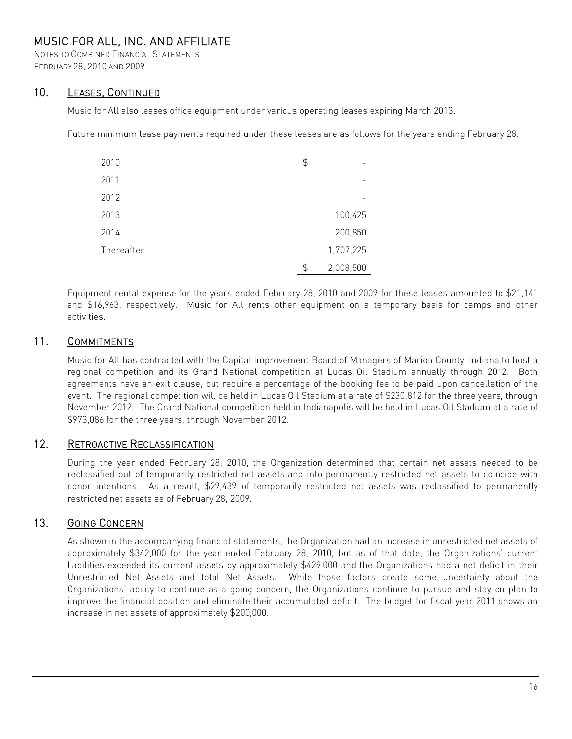## 10. Leases, Continued

Music for All also leases office equipment under various operating leases expiring March 2013.

Future minimum lease payments required under these leases are as follows for the years ending February 28:

| | |
|---|---|
| 2010 | $ - |
| 2011 | - |
| 2012 | - |
| 2013 | 100,425 |
| 2014 | 200,850 |
| Thereafter | 1,707,225 |
| | $ 2,008,500 |

Equipment rental expense for the years ended February 28, 2010 and 2009 for these leases amounted to $21,141 and $16,963, respectively. Music for All rents other equipment on a temporary basis for camps and other activities.

## 11. Commitments

Music for All has contracted with the Capital Improvement Board of Managers of Marion County, Indiana to host a regional competition and its Grand National competition at Lucas Oil Stadium annually through 2012. Both agreements have an exit clause, but require a percentage of the booking fee to be paid upon cancellation of the event. The regional competition will be held in Lucas Oil Stadium at a rate of $230,812 for the three years, through November 2012. The Grand National competition held in Indianapolis will be held in Lucas Oil Stadium at a rate of $973,086 for the three years, through November 2012.

## 12. Retroactive Reclassification

During the year ended February 28, 2010, the Organization determined that certain net assets needed to be reclassified out of temporarily restricted net assets and into permanently restricted net assets to coincide with donor intentions. As a result, $29,439 of temporarily restricted net assets was reclassified to permanently restricted net assets as of February 28, 2009.

## 13. Going Concern

As shown in the accompanying financial statements, the Organization had an increase in unrestricted net assets of approximately $342,000 for the year ended February 28, 2010, but as of that date, the Organizations' current liabilities exceeded its current assets by approximately $429,000 and the Organizations had a net deficit in their Unrestricted Net Assets and total Net Assets. While those factors create some uncertainty about the Organizations' ability to continue as a going concern, the Organizations continue to pursue and stay on plan to improve the financial position and eliminate their accumulated deficit. The budget for fiscal year 2011 shows an increase in net assets of approximately $200,000.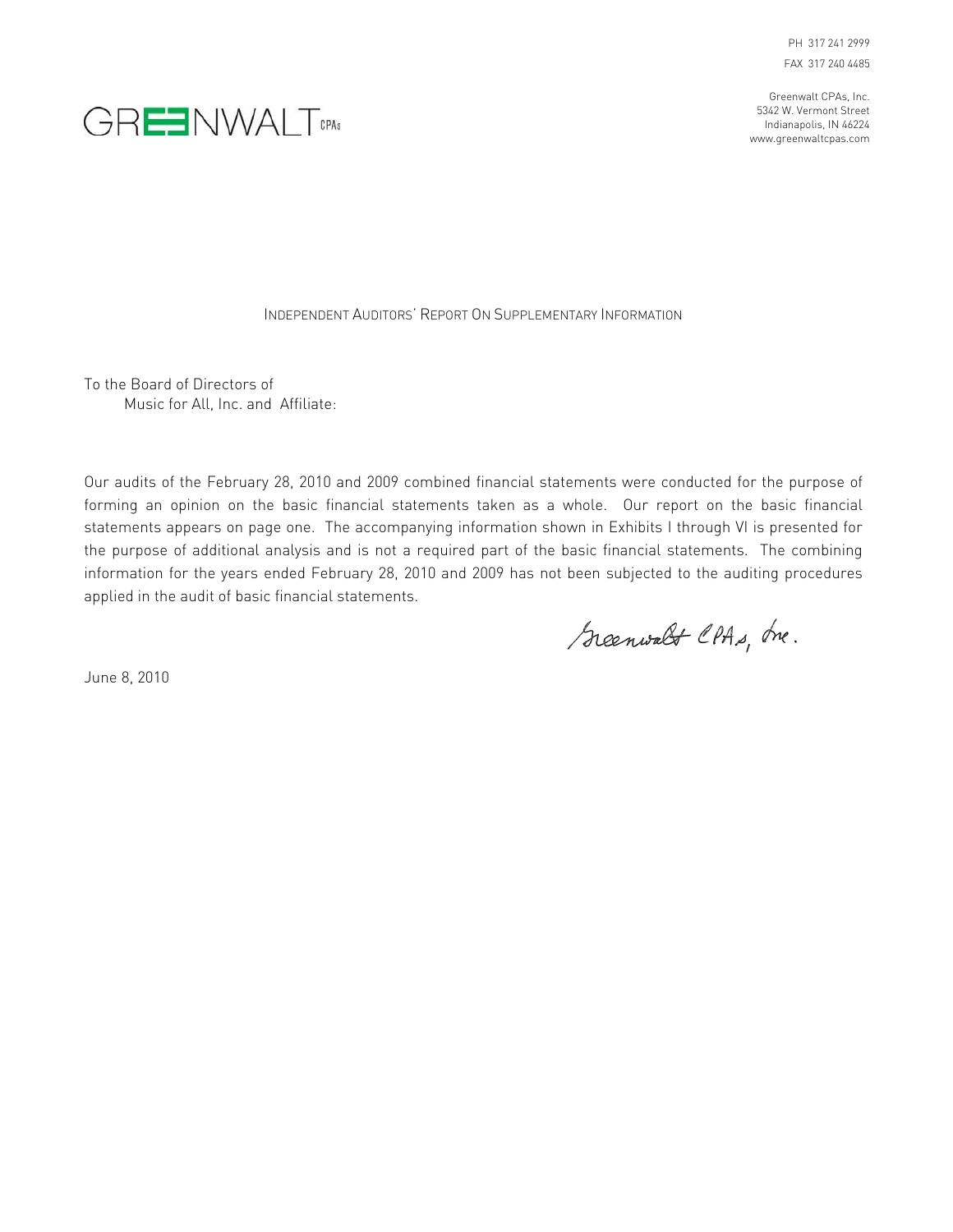GREENWALT CPAs

PH 317 241 2999
FAX 317 240 4485

Greenwalt CPAs, Inc.
5342 W. Vermont Street
Indianapolis, IN 46224
www.greenwaltcpas.com

## INDEPENDENT AUDITORS' REPORT ON SUPPLEMENTARY INFORMATION

To the Board of Directors of
Music for All, Inc. and Affiliate:

Our audits of the February 28, 2010 and 2009 combined financial statements were conducted for the purpose of forming an opinion on the basic financial statements taken as a whole. Our report on the basic financial statements appears on page one. The accompanying information shown in Exhibits I through VI is presented for the purpose of additional analysis and is not a required part of the basic financial statements. The combining information for the years ended February 28, 2010 and 2009 has not been subjected to the auditing procedures applied in the audit of basic financial statements.

Greenwalt CPAs, Inc.

June 8, 2010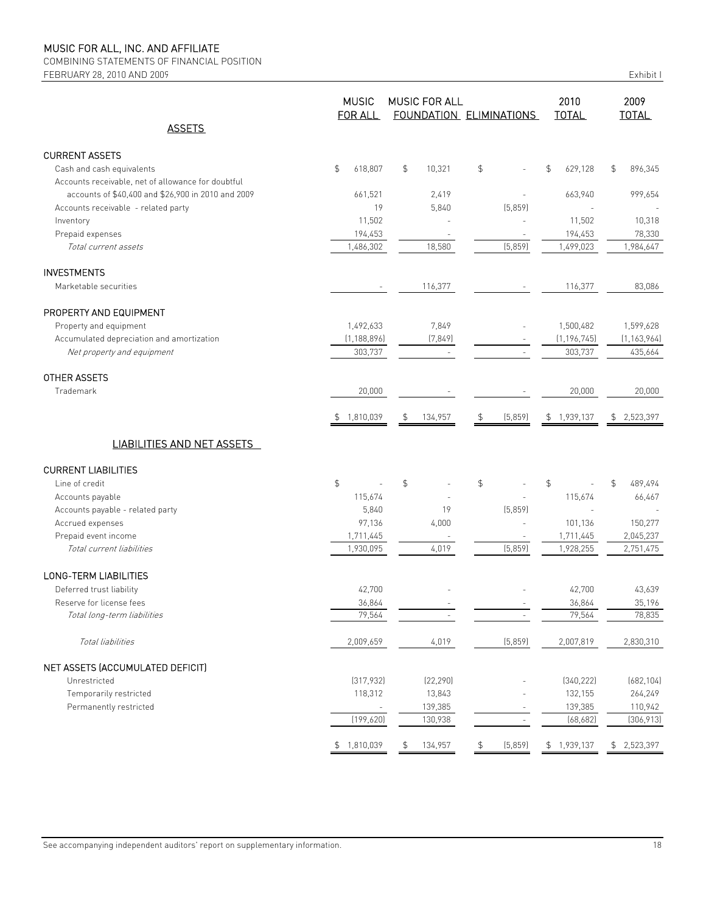# MUSIC FOR ALL, INC. AND AFFILIATE

COMBINING STATEMENTS OF FINANCIAL POSITION

FEBRUARY 28, 2010 AND 2009

Exhibit I

| ASSETS | MUSIC FOR ALL | MUSIC FOR ALL FOUNDATION | ELIMINATIONS | 2010 TOTAL | 2009 TOTAL |
|---|---|---|---|---|---|
| **CURRENT ASSETS** | | | | | |
| Cash and cash equivalents | $ 618,807 | $ 10,321 | $ - | $ 629,128 | $ 896,345 |
| Accounts receivable, net of allowance for doubtful accounts of $40,400 and $26,900 in 2010 and 2009 | 661,521 | 2,419 | - | 663,940 | 999,654 |
| Accounts receivable - related party | 19 | 5,840 | (5,859) | - | - |
| Inventory | 11,502 | - | - | 11,502 | 10,318 |
| Prepaid expenses | 194,453 | - | - | 194,453 | 78,330 |
| *Total current assets* | 1,486,302 | 18,580 | (5,859) | 1,499,023 | 1,984,647 |
| **INVESTMENTS** | | | | | |
| Marketable securities | - | 116,377 | - | 116,377 | 83,086 |
| **PROPERTY AND EQUIPMENT** | | | | | |
| Property and equipment | 1,492,633 | 7,849 | - | 1,500,482 | 1,599,628 |
| Accumulated depreciation and amortization | (1,188,896) | (7,849) | - | (1,196,745) | (1,163,964) |
| *Net property and equipment* | 303,737 | - | - | 303,737 | 435,664 |
| **OTHER ASSETS** | | | | | |
| Trademark | 20,000 | - | - | 20,000 | 20,000 |
| | $ 1,810,039 | $ 134,957 | $ (5,859) | $ 1,939,137 | $ 2,523,397 |
| **LIABILITIES AND NET ASSETS** | | | | | |
| **CURRENT LIABILITIES** | | | | | |
| Line of credit | $ - | $ - | $ - | $ - | $ 489,494 |
| Accounts payable | 115,674 | - | - | 115,674 | 66,467 |
| Accounts payable - related party | 5,840 | 19 | (5,859) | - | - |
| Accrued expenses | 97,136 | 4,000 | - | 101,136 | 150,277 |
| Prepaid event income | 1,711,445 | - | - | 1,711,445 | 2,045,237 |
| *Total current liabilities* | 1,930,095 | 4,019 | (5,859) | 1,928,255 | 2,751,475 |
| **LONG-TERM LIABILITIES** | | | | | |
| Deferred trust liability | 42,700 | - | - | 42,700 | 43,639 |
| Reserve for license fees | 36,864 | - | - | 36,864 | 35,196 |
| *Total long-term liabilities* | 79,564 | - | - | 79,564 | 78,835 |
| *Total liabilities* | 2,009,659 | 4,019 | (5,859) | 2,007,819 | 2,830,310 |
| **NET ASSETS (ACCUMULATED DEFICIT)** | | | | | |
| Unrestricted | (317,932) | (22,290) | - | (340,222) | (682,104) |
| Temporarily restricted | 118,312 | 13,843 | - | 132,155 | 264,249 |
| Permanently restricted | - | 139,385 | - | 139,385 | 110,942 |
| | (199,620) | 130,938 | - | (68,682) | (306,913) |
| | $ 1,810,039 | $ 134,957 | $ (5,859) | $ 1,939,137 | $ 2,523,397 |

See accompanying independent auditors' report on supplementary information.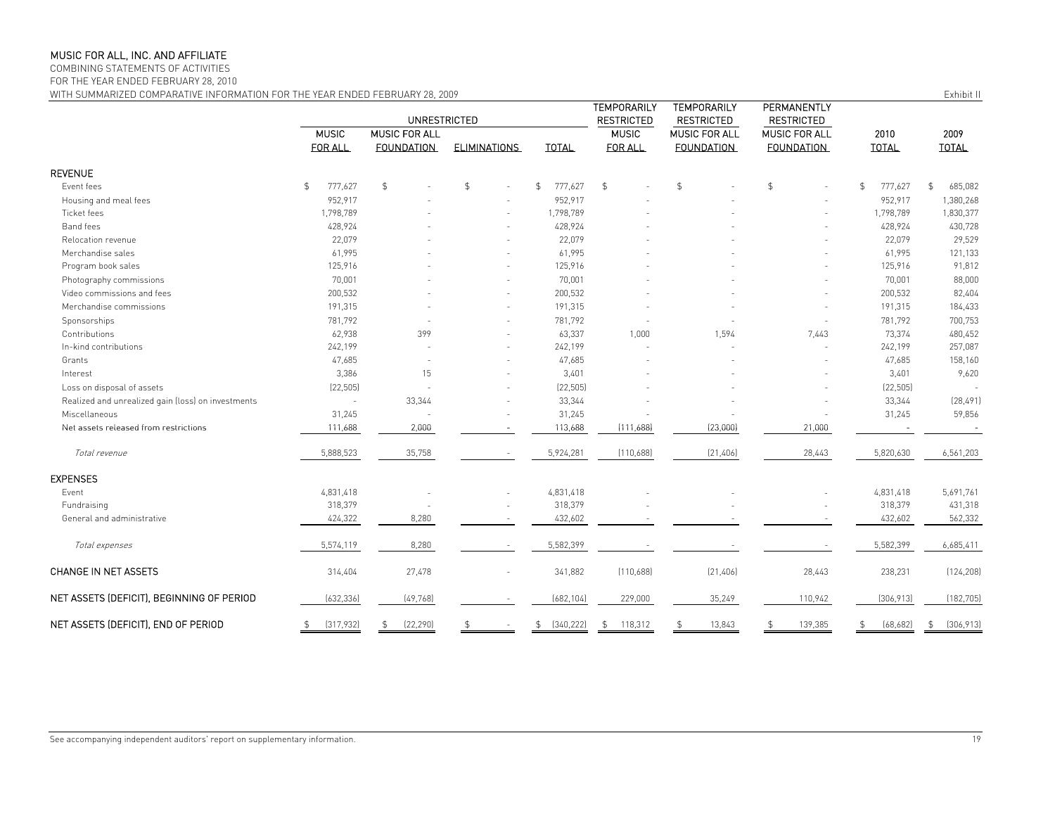# MUSIC FOR ALL, INC. AND AFFILIATE

COMBINING STATEMENTS OF ACTIVITIES
FOR THE YEAR ENDED FEBRUARY 28, 2010
WITH SUMMARIZED COMPARATIVE INFORMATION FOR THE YEAR ENDED FEBRUARY 28, 2009

Exhibit II

| | UNRESTRICTED | | | | TEMPORARILY RESTRICTED | TEMPORARILY RESTRICTED | PERMANENTLY RESTRICTED | | |
|---|---|---|---|---|---|---|---|---|---|
| | MUSIC FOR ALL | MUSIC FOR ALL FOUNDATION | ELIMINATIONS | TOTAL | MUSIC FOR ALL | MUSIC FOR ALL FOUNDATION | MUSIC FOR ALL FOUNDATION | 2010 TOTAL | 2009 TOTAL |
| **REVENUE** | | | | | | | | | |
| Event fees | $ 777,627 | $ - | $ - | $ 777,627 | $ - | $ - | $ - | $ 777,627 | $ 685,082 |
| Housing and meal fees | 952,917 | - | - | 952,917 | - | - | - | 952,917 | 1,380,268 |
| Ticket fees | 1,798,789 | - | - | 1,798,789 | - | - | - | 1,798,789 | 1,830,377 |
| Band fees | 428,924 | - | - | 428,924 | - | - | - | 428,924 | 430,728 |
| Relocation revenue | 22,079 | - | - | 22,079 | - | - | - | 22,079 | 29,529 |
| Merchandise sales | 61,995 | - | - | 61,995 | - | - | - | 61,995 | 121,133 |
| Program book sales | 125,916 | - | - | 125,916 | - | - | - | 125,916 | 91,812 |
| Photography commissions | 70,001 | - | - | 70,001 | - | - | - | 70,001 | 88,000 |
| Video commissions and fees | 200,532 | - | - | 200,532 | - | - | - | 200,532 | 82,404 |
| Merchandise commissions | 191,315 | - | - | 191,315 | - | - | - | 191,315 | 184,433 |
| Sponsorships | 781,792 | - | - | 781,792 | - | - | - | 781,792 | 700,753 |
| Contributions | 62,938 | 399 | - | 63,337 | 1,000 | 1,594 | 7,443 | 73,374 | 480,452 |
| In-kind contributions | 242,199 | - | - | 242,199 | - | - | - | 242,199 | 257,087 |
| Grants | 47,685 | - | - | 47,685 | - | - | - | 47,685 | 158,160 |
| Interest | 3,386 | 15 | - | 3,401 | - | - | - | 3,401 | 9,620 |
| Loss on disposal of assets | (22,505) | - | - | (22,505) | - | - | - | (22,505) | - |
| Realized and unrealized gain (loss) on investments | - | 33,344 | - | 33,344 | - | - | - | 33,344 | (28,491) |
| Miscellaneous | 31,245 | - | - | 31,245 | - | - | - | 31,245 | 59,856 |
| Net assets released from restrictions | 111,688 | 2,000 | - | 113,688 | (111,688) | (23,000) | 21,000 | - | - |
| *Total revenue* | 5,888,523 | 35,758 | - | 5,924,281 | (110,688) | (21,406) | 28,443 | 5,820,630 | 6,561,203 |
| **EXPENSES** | | | | | | | | | |
| Event | 4,831,418 | - | - | 4,831,418 | - | - | - | 4,831,418 | 5,691,761 |
| Fundraising | 318,379 | - | - | 318,379 | - | - | - | 318,379 | 431,318 |
| General and administrative | 424,322 | 8,280 | - | 432,602 | - | - | - | 432,602 | 562,332 |
| *Total expenses* | 5,574,119 | 8,280 | - | 5,582,399 | - | - | - | 5,582,399 | 6,685,411 |
| **CHANGE IN NET ASSETS** | 314,404 | 27,478 | - | 341,882 | (110,688) | (21,406) | 28,443 | 238,231 | (124,208) |
| **NET ASSETS (DEFICIT), BEGINNING OF PERIOD** | (632,336) | (49,768) | - | (682,104) | 229,000 | 35,249 | 110,942 | (306,913) | (182,705) |
| **NET ASSETS (DEFICIT), END OF PERIOD** | $ (317,932) | $ (22,290) | $ - | $ (340,222) | $ 118,312 | $ 13,843 | $ 139,385 | $ (68,682) | $ (306,913) |

See accompanying independent auditors' report on supplementary information.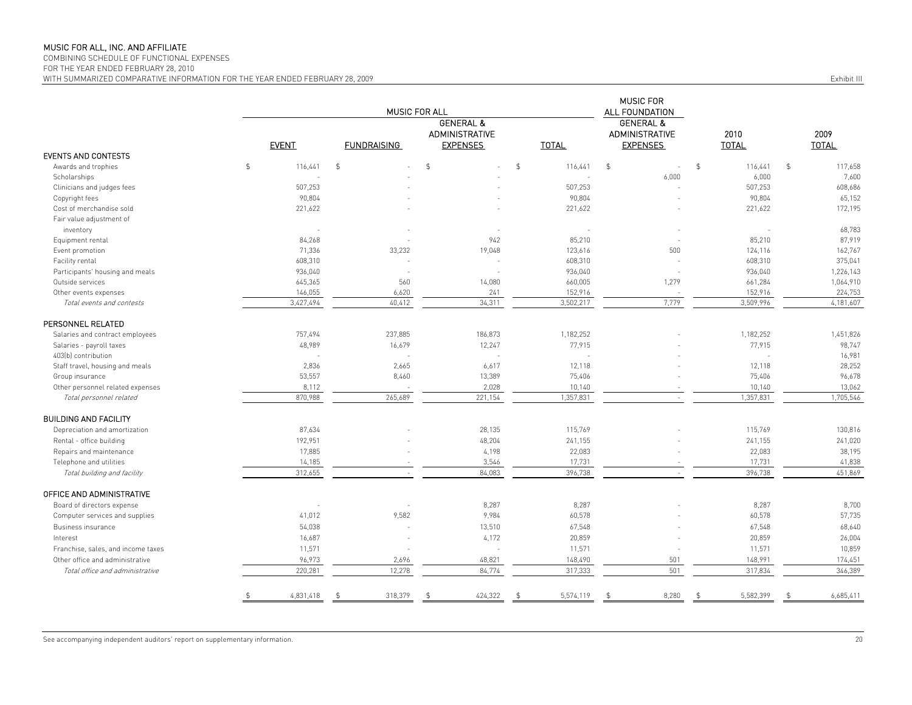MUSIC FOR ALL, INC. AND AFFILIATE
COMBINING SCHEDULE OF FUNCTIONAL EXPENSES
FOR THE YEAR ENDED FEBRUARY 28, 2010
WITH SUMMARIZED COMPARATIVE INFORMATION FOR THE YEAR ENDED FEBRUARY 28, 2009

Exhibit III

| | MUSIC FOR ALL | | | | MUSIC FOR ALL FOUNDATION | | |
|---|---|---|---|---|---|---|---|
| | EVENT | FUNDRAISING | GENERAL & ADMINISTRATIVE EXPENSES | TOTAL | GENERAL & ADMINISTRATIVE EXPENSES | 2010 TOTAL | 2009 TOTAL |
| **EVENTS AND CONTESTS** | | | | | | | |
| Awards and trophies | $ 116,441 | $ - | $ - | $ 116,441 | $ - | $ 116,441 | $ 117,658 |
| Scholarships | - | - | - | - | 6,000 | 6,000 | 7,600 |
| Clinicians and judges fees | 507,253 | - | - | 507,253 | - | 507,253 | 608,686 |
| Copyright fees | 90,804 | - | - | 90,804 | - | 90,804 | 65,152 |
| Cost of merchandise sold | 221,622 | - | - | 221,622 | - | 221,622 | 172,195 |
| Fair value adjustment of inventory | - | - | - | - | - | - | 68,783 |
| Equipment rental | 84,268 | - | 942 | 85,210 | - | 85,210 | 87,919 |
| Event promotion | 71,336 | 33,232 | 19,048 | 123,616 | 500 | 124,116 | 162,767 |
| Facility rental | 608,310 | - | - | 608,310 | - | 608,310 | 375,041 |
| Participants' housing and meals | 936,040 | - | - | 936,040 | - | 936,040 | 1,226,143 |
| Outside services | 645,365 | 560 | 14,080 | 660,005 | 1,279 | 661,284 | 1,064,910 |
| Other events expenses | 146,055 | 6,620 | 241 | 152,916 | - | 152,916 | 224,753 |
| *Total events and contests* | 3,427,494 | 40,412 | 34,311 | 3,502,217 | 7,779 | 3,509,996 | 4,181,607 |
| **PERSONNEL RELATED** | | | | | | | |
| Salaries and contract employees | 757,494 | 237,885 | 186,873 | 1,182,252 | - | 1,182,252 | 1,451,826 |
| Salaries - payroll taxes | 48,989 | 16,679 | 12,247 | 77,915 | - | 77,915 | 98,747 |
| 403(b) contribution | - | - | - | - | - | - | 16,981 |
| Staff travel, housing and meals | 2,836 | 2,665 | 6,617 | 12,118 | - | 12,118 | 28,252 |
| Group insurance | 53,557 | 8,460 | 13,389 | 75,406 | - | 75,406 | 96,678 |
| Other personnel related expenses | 8,112 | - | 2,028 | 10,140 | - | 10,140 | 13,062 |
| *Total personnel related* | 870,988 | 265,689 | 221,154 | 1,357,831 | - | 1,357,831 | 1,705,546 |
| **BUILDING AND FACILITY** | | | | | | | |
| Depreciation and amortization | 87,634 | - | 28,135 | 115,769 | - | 115,769 | 130,816 |
| Rental - office building | 192,951 | - | 48,204 | 241,155 | - | 241,155 | 241,020 |
| Repairs and maintenance | 17,885 | - | 4,198 | 22,083 | - | 22,083 | 38,195 |
| Telephone and utilities | 14,185 | - | 3,546 | 17,731 | - | 17,731 | 41,838 |
| *Total building and facility* | 312,655 | - | 84,083 | 396,738 | - | 396,738 | 451,869 |
| **OFFICE AND ADMINISTRATIVE** | | | | | | | |
| Board of directors expense | - | - | 8,287 | 8,287 | - | 8,287 | 8,700 |
| Computer services and supplies | 41,012 | 9,582 | 9,984 | 60,578 | - | 60,578 | 57,735 |
| Business insurance | 54,038 | - | 13,510 | 67,548 | - | 67,548 | 68,640 |
| Interest | 16,687 | - | 4,172 | 20,859 | - | 20,859 | 26,004 |
| Franchise, sales, and income taxes | 11,571 | - | - | 11,571 | - | 11,571 | 10,859 |
| Other office and administrative | 96,973 | 2,696 | 48,821 | 148,490 | 501 | 148,991 | 174,451 |
| *Total office and administrative* | 220,281 | 12,278 | 84,774 | 317,333 | 501 | 317,834 | 346,389 |
| | $ 4,831,418 | $ 318,379 | $ 424,322 | $ 5,574,119 | $ 8,280 | $ 5,582,399 | $ 6,685,411 |

See accompanying independent auditors' report on supplementary information.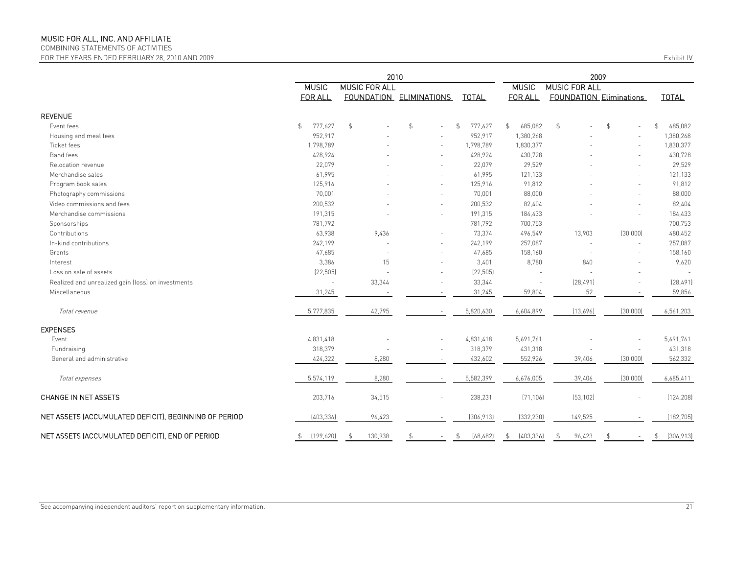# MUSIC FOR ALL, INC. AND AFFILIATE

COMBINING STATEMENTS OF ACTIVITIES

FOR THE YEARS ENDED FEBRUARY 28, 2010 AND 2009

Exhibit IV

| | 2010 | | | | 2009 | | | |
|---|---|---|---|---|---|---|---|---|
| | MUSIC FOR ALL | MUSIC FOR ALL FOUNDATION | ELIMINATIONS | TOTAL | MUSIC FOR ALL | MUSIC FOR ALL FOUNDATION | Eliminations | TOTAL |
| **REVENUE** | | | | | | | | |
| Event fees | $ 777,627 | $ - | $ - | $ 777,627 | $ 685,082 | $ - | $ - | $ 685,082 |
| Housing and meal fees | 952,917 | - | - | 952,917 | 1,380,268 | - | - | 1,380,268 |
| Ticket fees | 1,798,789 | - | - | 1,798,789 | 1,830,377 | - | - | 1,830,377 |
| Band fees | 428,924 | - | - | 428,924 | 430,728 | - | - | 430,728 |
| Relocation revenue | 22,079 | - | - | 22,079 | 29,529 | - | - | 29,529 |
| Merchandise sales | 61,995 | - | - | 61,995 | 121,133 | - | - | 121,133 |
| Program book sales | 125,916 | - | - | 125,916 | 91,812 | - | - | 91,812 |
| Photography commissions | 70,001 | - | - | 70,001 | 88,000 | - | - | 88,000 |
| Video commissions and fees | 200,532 | - | - | 200,532 | 82,404 | - | - | 82,404 |
| Merchandise commissions | 191,315 | - | - | 191,315 | 184,433 | - | - | 184,433 |
| Sponsorships | 781,792 | - | - | 781,792 | 700,753 | - | - | 700,753 |
| Contributions | 63,938 | 9,436 | - | 73,374 | 496,549 | 13,903 | (30,000) | 480,452 |
| In-kind contributions | 242,199 | - | - | 242,199 | 257,087 | - | - | 257,087 |
| Grants | 47,685 | - | - | 47,685 | 158,160 | - | - | 158,160 |
| Interest | 3,386 | 15 | - | 3,401 | 8,780 | 840 | - | 9,620 |
| Loss on sale of assets | (22,505) | - | - | (22,505) | - | - | - | - |
| Realized and unrealized gain (loss) on investments | - | 33,344 | - | 33,344 | - | (28,491) | - | (28,491) |
| Miscellaneous | 31,245 | - | - | 31,245 | 59,804 | 52 | - | 59,856 |
| *Total revenue* | 5,777,835 | 42,795 | - | 5,820,630 | 6,604,899 | (13,696) | (30,000) | 6,561,203 |
| **EXPENSES** | | | | | | | | |
| Event | 4,831,418 | - | - | 4,831,418 | 5,691,761 | - | - | 5,691,761 |
| Fundraising | 318,379 | - | - | 318,379 | 431,318 | - | - | 431,318 |
| General and administrative | 424,322 | 8,280 | - | 432,602 | 552,926 | 39,406 | (30,000) | 562,332 |
| *Total expenses* | 5,574,119 | 8,280 | - | 5,582,399 | 6,676,005 | 39,406 | (30,000) | 6,685,411 |
| **CHANGE IN NET ASSETS** | 203,716 | 34,515 | - | 238,231 | (71,106) | (53,102) | - | (124,208) |
| **NET ASSETS (ACCUMULATED DEFICIT), BEGINNING OF PERIOD** | (403,336) | 96,423 | - | (306,913) | (332,230) | 149,525 | - | (182,705) |
| **NET ASSETS (ACCUMULATED DEFICIT), END OF PERIOD** | $ (199,620) | $ 130,938 | $ - | $ (68,682) | $ (403,336) | $ 96,423 | $ - | $ (306,913) |

See accompanying independent auditors' report on supplementary information.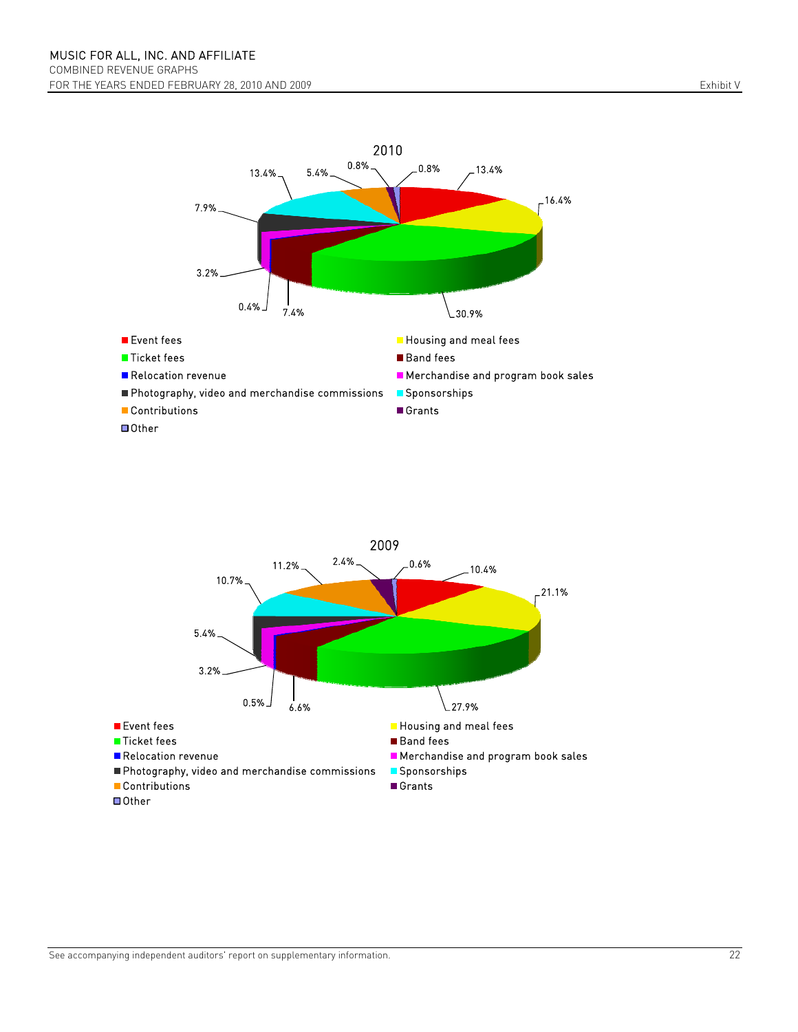MUSIC FOR ALL, INC. AND AFFILIATE
COMBINED REVENUE GRAPHS
FOR THE YEARS ENDED FEBRUARY 28, 2010 AND 2009

Exhibit V

## 2010

| Revenue source | % |
|---|---|
| Event fees | 13.4% |
| Housing and meal fees | 16.4% |
| Ticket fees | 30.9% |
| Band fees | 7.4% |
| Relocation revenue | 0.4% |
| Merchandise and program book sales | 3.2% |
| Photography, video and merchandise commissions | 7.9% |
| Sponsorships | 13.4% |
| Contributions | 5.4% |
| Grants | 0.8% |
| Other | 0.8% |

## 2009

| Revenue source | % |
|---|---|
| Event fees | 10.4% |
| Housing and meal fees | 21.1% |
| Ticket fees | 27.9% |
| Band fees | 6.6% |
| Relocation revenue | 0.5% |
| Merchandise and program book sales | 3.2% |
| Photography, video and merchandise commissions | 5.4% |
| Sponsorships | 10.7% |
| Contributions | 11.2% |
| Grants | 2.4% |
| Other | 0.6% |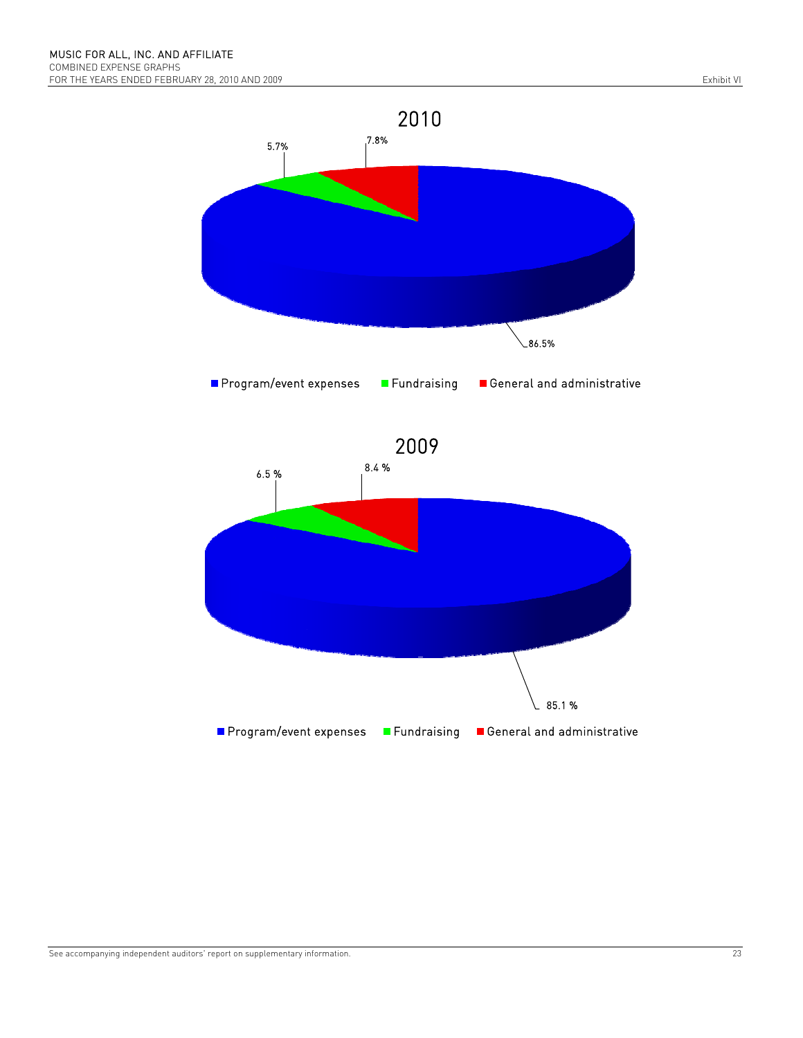MUSIC FOR ALL, INC. AND AFFILIATE
COMBINED EXPENSE GRAPHS
FOR THE YEARS ENDED FEBRUARY 28, 2010 AND 2009

Exhibit VI

## 2010

5.7%

7.8%

86.5%

Program/event expenses
Fundraising
General and administrative

## 2009

6.5 %

8.4 %

85.1 %

Program/event expenses
Fundraising
General and administrative

See accompanying independent auditors' report on supplementary information.